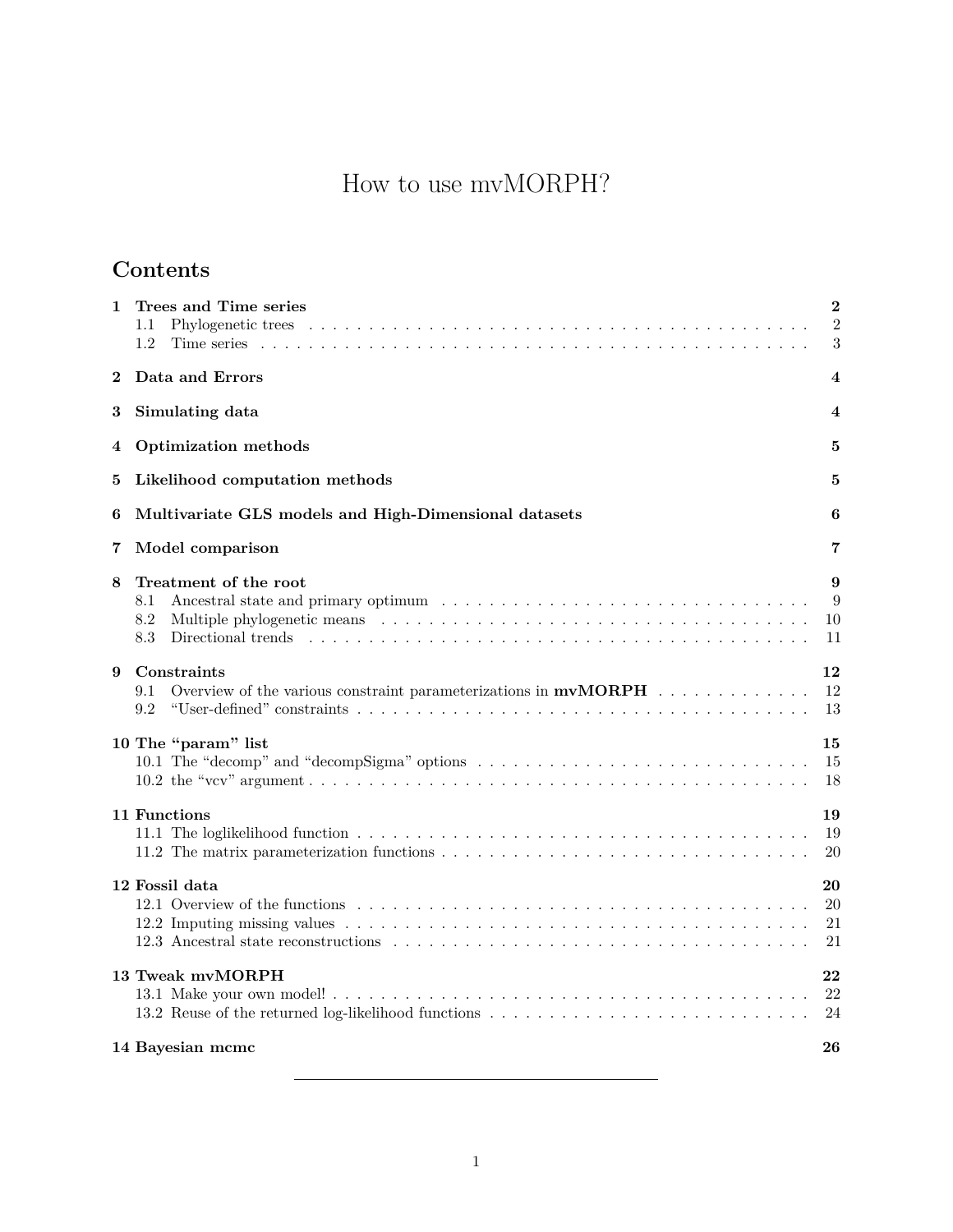# How to use mvMORPH?

## Contents

**1 Trees and Time series** **2**
- 1.1 Phylogenetic trees . . . 2
- 1.2 Time series . . . 3

**2 Data and Errors** **4**

**3 Simulating data** **4**

**4 Optimization methods** **5**

**5 Likelihood computation methods** **5**

**6 Multivariate GLS models and High-Dimensional datasets** **6**

**7 Model comparison** **7**

**8 Treatment of the root** **9**
- 8.1 Ancestral state and primary optimum . . . 9
- 8.2 Multiple phylogenetic means . . . 10
- 8.3 Directional trends . . . 11

**9 Constraints** **12**
- 9.1 Overview of the various constraint parameterizations in **mvMORPH** . . . 12
- 9.2 "User-defined" constraints . . . 13

**10 The "param" list** **15**
- 10.1 The "decomp" and "decompSigma" options . . . 15
- 10.2 the "vcv" argument . . . 18

**11 Functions** **19**
- 11.1 The loglikelihood function . . . 19
- 11.2 The matrix parameterization functions . . . 20

**12 Fossil data** **20**
- 12.1 Overview of the functions . . . 20
- 12.2 Imputing missing values . . . 21
- 12.3 Ancestral state reconstructions . . . 21

**13 Tweak mvMORPH** **22**
- 13.1 Make your own model! . . . 22
- 13.2 Reuse of the returned log-likelihood functions . . . 24

**14 Bayesian mcmc** **26**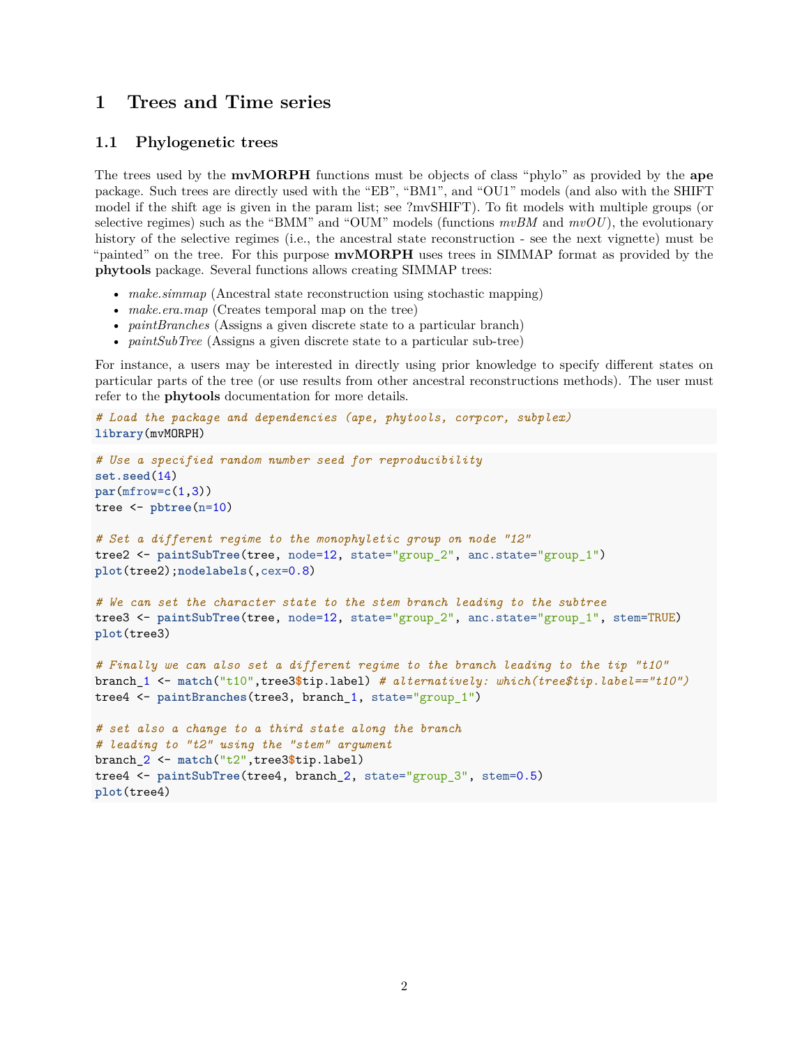# 1 Trees and Time series

## 1.1 Phylogenetic trees

The trees used by the **mvMORPH** functions must be objects of class "phylo" as provided by the **ape** package. Such trees are directly used with the "EB", "BM1", and "OU1" models (and also with the SHIFT model if the shift age is given in the param list; see ?mvSHIFT). To fit models with multiple groups (or selective regimes) such as the "BMM" and "OUM" models (functions *mvBM* and *mvOU*), the evolutionary history of the selective regimes (i.e., the ancestral state reconstruction - see the next vignette) must be "painted" on the tree. For this purpose **mvMORPH** uses trees in SIMMAP format as provided by the **phytools** package. Several functions allows creating SIMMAP trees:

- *make.simmap* (Ancestral state reconstruction using stochastic mapping)
- *make.era.map* (Creates temporal map on the tree)
- *paintBranches* (Assigns a given discrete state to a particular branch)
- *paintSubTree* (Assigns a given discrete state to a particular sub-tree)

For instance, a users may be interested in directly using prior knowledge to specify different states on particular parts of the tree (or use results from other ancestral reconstructions methods). The user must refer to the **phytools** documentation for more details.

```
# Load the package and dependencies (ape, phytools, corpcor, subplex)
library(mvMORPH)
```

```
# Use a specified random number seed for reproducibility
set.seed(14)
par(mfrow=c(1,3))
tree <- pbtree(n=10)

# Set a different regime to the monophyletic group on node "12"
tree2 <- paintSubTree(tree, node=12, state="group_2", anc.state="group_1")
plot(tree2);nodelabels(,cex=0.8)

# We can set the character state to the stem branch leading to the subtree
tree3 <- paintSubTree(tree, node=12, state="group_2", anc.state="group_1", stem=TRUE)
plot(tree3)

# Finally we can also set a different regime to the branch leading to the tip "t10"
branch_1 <- match("t10",tree3$tip.label) # alternatively: which(tree$tip.label=="t10")
tree4 <- paintBranches(tree3, branch_1, state="group_1")

# set also a change to a third state along the branch
# leading to "t2" using the "stem" argument
branch_2 <- match("t2",tree3$tip.label)
tree4 <- paintSubTree(tree4, branch_2, state="group_3", stem=0.5)
plot(tree4)
```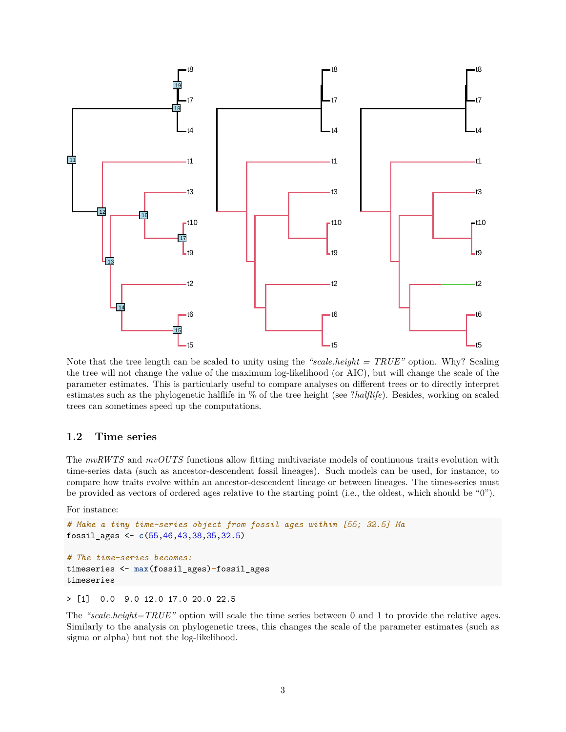t8
19
t7
18
t4
11
t1
t3
12
16
t10
17
t9
13
t2
14
t6
15
t5

t8
t7
t4
t1
t3
t10
t9
t2
t6
t5

t8
t7
t4
t1
t3
t10
t9
t2
t6
t5

Note that the tree length can be scaled to unity using the *"scale.height = TRUE"* option. Why? Scaling the tree will not change the value of the maximum log-likelihood (or AIC), but will change the scale of the parameter estimates. This is particularly useful to compare analyses on different trees or to directly interpret estimates such as the phylogenetic halflife in % of the tree height (see ?*halflife*). Besides, working on scaled trees can sometimes speed up the computations.

## 1.2 Time series

The *mvRWTS* and *mvOUTS* functions allow fitting multivariate models of continuous traits evolution with time-series data (such as ancestor-descendent fossil lineages). Such models can be used, for instance, to compare how traits evolve within an ancestor-descendent lineage or between lineages. The times-series must be provided as vectors of ordered ages relative to the starting point (i.e., the oldest, which should be "0").

For instance:

```
# Make a tiny time-series object from fossil ages within [55; 32.5] Ma
fossil_ages <- c(55,46,43,38,35,32.5)

# The time-series becomes:
timeseries <- max(fossil_ages)-fossil_ages
timeseries
```

```
> [1]  0.0  9.0 12.0 17.0 20.0 22.5
```

The *"scale.height=TRUE"* option will scale the time series between 0 and 1 to provide the relative ages. Similarly to the analysis on phylogenetic trees, this changes the scale of the parameter estimates (such as sigma or alpha) but not the log-likelihood.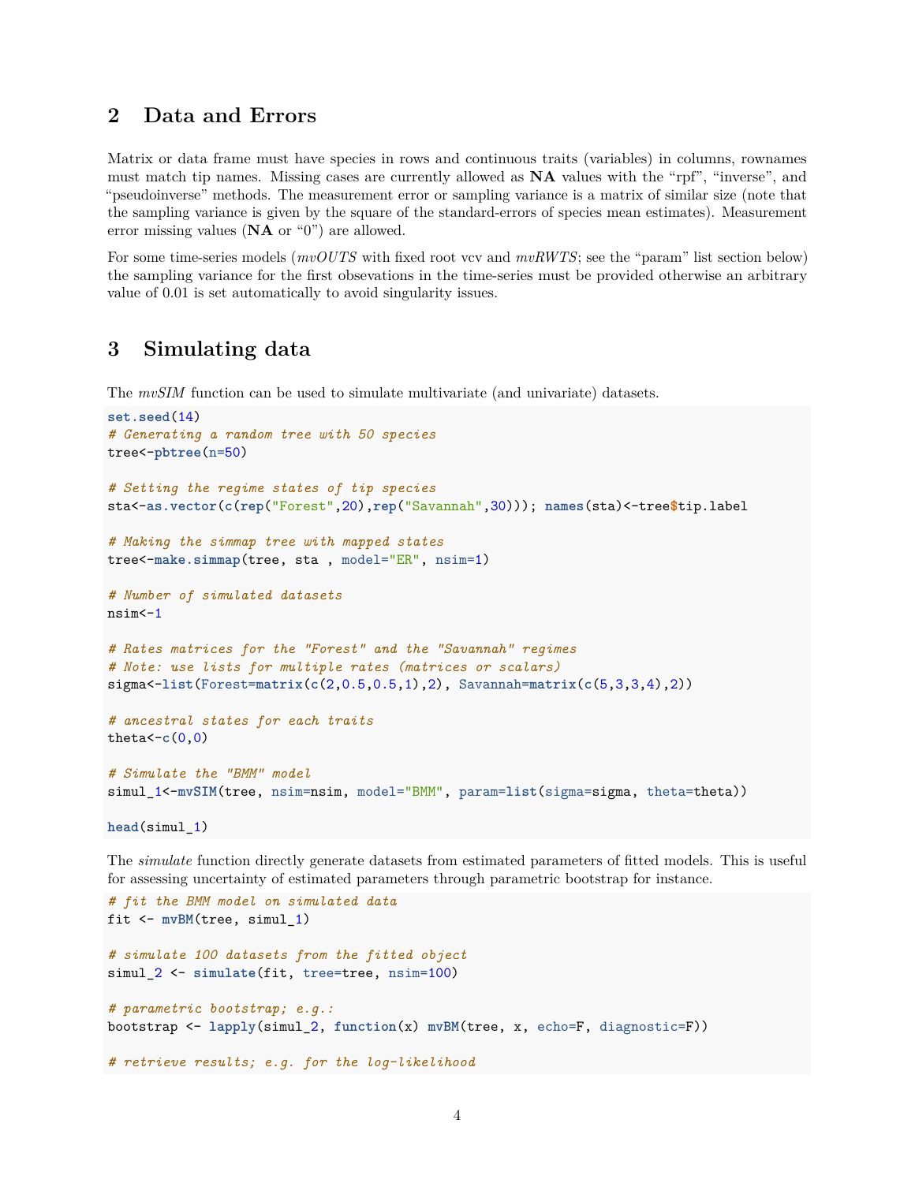## 2 Data and Errors

Matrix or data frame must have species in rows and continuous traits (variables) in columns, rownames must match tip names. Missing cases are currently allowed as **NA** values with the "rpf", "inverse", and "pseudoinverse" methods. The measurement error or sampling variance is a matrix of similar size (note that the sampling variance is given by the square of the standard-errors of species mean estimates). Measurement error missing values (**NA** or "0") are allowed.

For some time-series models (*mvOUTS* with fixed root vcv and *mvRWTS*; see the "param" list section below) the sampling variance for the first obsevations in the time-series must be provided otherwise an arbitrary value of 0.01 is set automatically to avoid singularity issues.

## 3 Simulating data

The *mvSIM* function can be used to simulate multivariate (and univariate) datasets.

```
set.seed(14)
# Generating a random tree with 50 species
tree<-pbtree(n=50)

# Setting the regime states of tip species
sta<-as.vector(c(rep("Forest",20),rep("Savannah",30))); names(sta)<-tree$tip.label

# Making the simmap tree with mapped states
tree<-make.simmap(tree, sta , model="ER", nsim=1)

# Number of simulated datasets
nsim<-1

# Rates matrices for the "Forest" and the "Savannah" regimes
# Note: use lists for multiple rates (matrices or scalars)
sigma<-list(Forest=matrix(c(2,0.5,0.5,1),2), Savannah=matrix(c(5,3,3,4),2))

# ancestral states for each traits
theta<-c(0,0)

# Simulate the "BMM" model
simul_1<-mvSIM(tree, nsim=nsim, model="BMM", param=list(sigma=sigma, theta=theta))

head(simul_1)
```

The *simulate* function directly generate datasets from estimated parameters of fitted models. This is useful for assessing uncertainty of estimated parameters through parametric bootstrap for instance.

```
# fit the BMM model on simulated data
fit <- mvBM(tree, simul_1)

# simulate 100 datasets from the fitted object
simul_2 <- simulate(fit, tree=tree, nsim=100)

# parametric bootstrap; e.g.:
bootstrap <- lapply(simul_2, function(x) mvBM(tree, x, echo=F, diagnostic=F))

# retrieve results; e.g. for the log-likelihood
```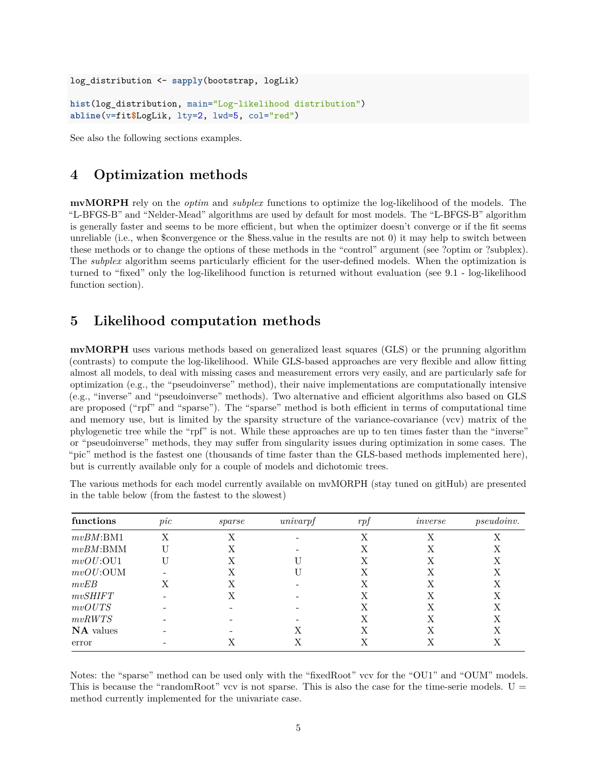```
log_distribution <- sapply(bootstrap, logLik)

hist(log_distribution, main="Log-likelihood distribution")
abline(v=fit$LogLik, lty=2, lwd=5, col="red")
```

See also the following sections examples.

# 4 Optimization methods

**mvMORPH** rely on the *optim* and *subplex* functions to optimize the log-likelihood of the models. The "L-BFGS-B" and "Nelder-Mead" algorithms are used by default for most models. The "L-BFGS-B" algorithm is generally faster and seems to be more efficient, but when the optimizer doesn't converge or if the fit seems unreliable (i.e., when $convergence or the $hess.value in the results are not 0) it may help to switch between these methods or to change the options of these methods in the "control" argument (see ?optim or ?subplex). The *subplex* algorithm seems particularly efficient for the user-defined models. When the optimization is turned to "fixed" only the log-likelihood function is returned without evaluation (see 9.1 - log-likelihood function section).

# 5 Likelihood computation methods

**mvMORPH** uses various methods based on generalized least squares (GLS) or the prunning algorithm (contrasts) to compute the log-likelihood. While GLS-based approaches are very flexible and allow fitting almost all models, to deal with missing cases and measurement errors very easily, and are particularly safe for optimization (e.g., the "pseudoinverse" method), their naive implementations are computationally intensive (e.g., "inverse" and "pseudoinverse" methods). Two alternative and efficient algorithms also based on GLS are proposed ("rpf" and "sparse"). The "sparse" method is both efficient in terms of computational time and memory use, but is limited by the sparsity structure of the variance-covariance (vcv) matrix of the phylogenetic tree while the "rpf" is not. While these approaches are up to ten times faster than the "inverse" or "pseudoinverse" methods, they may suffer from singularity issues during optimization in some cases. The "pic" method is the fastest one (thousands of time faster than the GLS-based methods implemented here), but is currently available only for a couple of models and dichotomic trees.

The various methods for each model currently available on mvMORPH (stay tuned on gitHub) are presented in the table below (from the fastest to the slowest)

| **functions** | *pic* | *sparse* | *univarpf* | *rpf* | *inverse* | *pseudoinv.* |
|---|---|---|---|---|---|---|
| *mvBM*:BM1 | X | X | - | X | X | X |
| *mvBM*:BMM | U | X | - | X | X | X |
| *mvOU*:OU1 | U | X | U | X | X | X |
| *mvOU*:OUM | - | X | U | X | X | X |
| *mvEB* | X | X | - | X | X | X |
| *mvSHIFT* | - | X | - | X | X | X |
| *mvOUTS* | - | - | - | X | X | X |
| *mvRWTS* | - | - | - | X | X | X |
| **NA** values | - | - | X | X | X | X |
| error | - | X | X | X | X | X |

Notes: the "sparse" method can be used only with the "fixedRoot" vcv for the "OU1" and "OUM" models. This is because the "randomRoot" vcv is not sparse. This is also the case for the time-serie models. U = method currently implemented for the univariate case.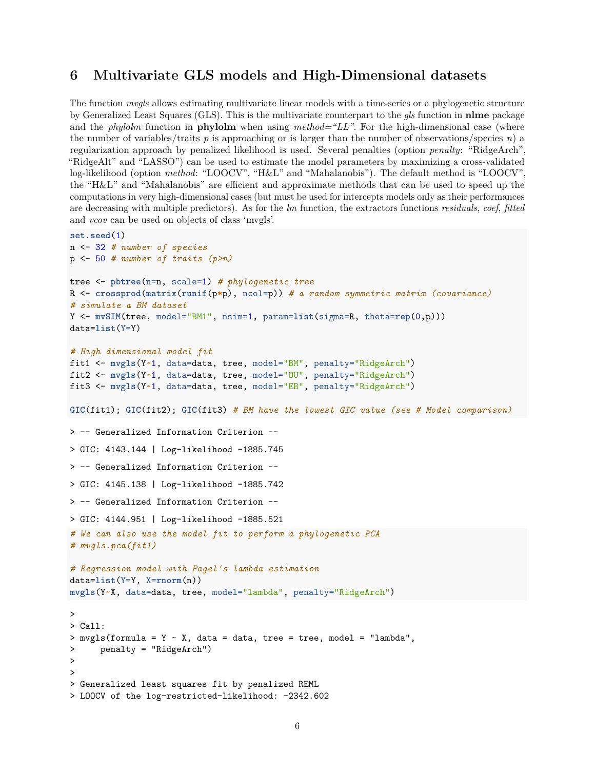# 6 Multivariate GLS models and High-Dimensional datasets

The function *mvgls* allows estimating multivariate linear models with a time-series or a phylogenetic structure by Generalized Least Squares (GLS). This is the multivariate counterpart to the *gls* function in **nlme** package and the *phylolm* function in **phylolm** when using *method="LL"*. For the high-dimensional case (where the number of variables/traits $p$ is approaching or is larger than the number of observations/species $n$) a regularization approach by penalized likelihood is used. Several penalties (option *penalty*: "RidgeArch", "RidgeAlt" and "LASSO") can be used to estimate the model parameters by maximizing a cross-validated log-likelihood (option *method*: "LOOCV", "H&L" and "Mahalanobis"). The default method is "LOOCV", the "H&L" and "Mahalanobis" are efficient and approximate methods that can be used to speed up the computations in very high-dimensional cases (but must be used for intercepts models only as their performances are decreasing with multiple predictors). As for the *lm* function, the extractors functions *residuals*, *coef*, *fitted* and *vcov* can be used on objects of class 'mvgls'.

```
set.seed(1)
n <- 32 # number of species
p <- 50 # number of traits (p>n)

tree <- pbtree(n=n, scale=1) # phylogenetic tree
R <- crossprod(matrix(runif(p*p), ncol=p)) # a random symmetric matrix (covariance)
# simulate a BM dataset
Y <- mvSIM(tree, model="BM1", nsim=1, param=list(sigma=R, theta=rep(0,p)))
data=list(Y=Y)

# High dimensional model fit
fit1 <- mvgls(Y~1, data=data, tree, model="BM", penalty="RidgeArch")
fit2 <- mvgls(Y~1, data=data, tree, model="OU", penalty="RidgeArch")
fit3 <- mvgls(Y~1, data=data, tree, model="EB", penalty="RidgeArch")

GIC(fit1); GIC(fit2); GIC(fit3) # BM have the lowest GIC value (see # Model comparison)
```

```
> -- Generalized Information Criterion --

> GIC: 4143.144 | Log-likelihood -1885.745

> -- Generalized Information Criterion --

> GIC: 4145.138 | Log-likelihood -1885.742

> -- Generalized Information Criterion --

> GIC: 4144.951 | Log-likelihood -1885.521
```

```
# We can also use the model fit to perform a phylogenetic PCA
# mvgls.pca(fit1)

# Regression model with Pagel's lambda estimation
data=list(Y=Y, X=rnorm(n))
mvgls(Y~X, data=data, tree, model="lambda", penalty="RidgeArch")
```

```
>
> Call:
> mvgls(formula = Y ~ X, data = data, tree = tree, model = "lambda",
>     penalty = "RidgeArch")
>
>
> Generalized least squares fit by penalized REML
> LOOCV of the log-restricted-likelihood: -2342.602
```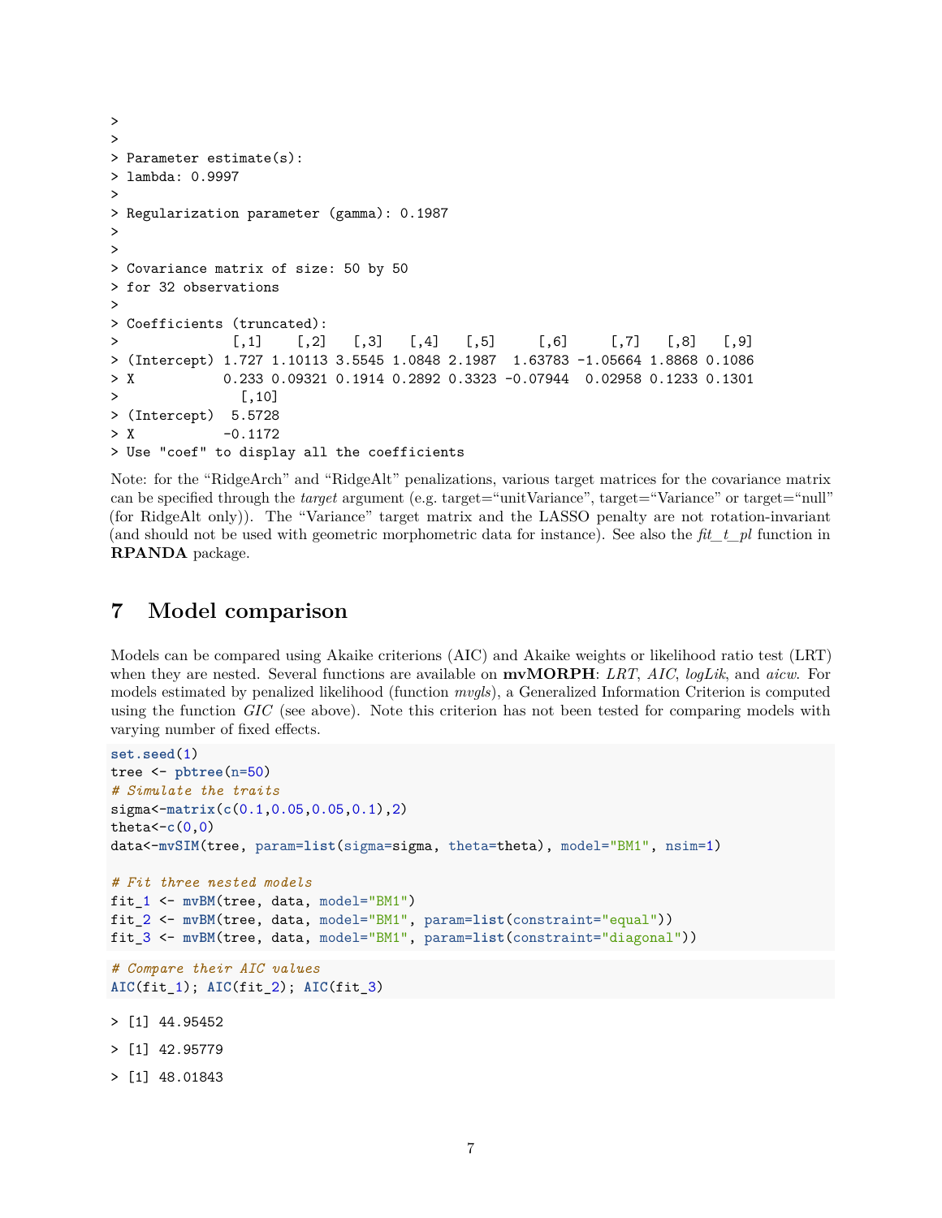```
>
>
> Parameter estimate(s):
> lambda: 0.9997
>
> Regularization parameter (gamma): 0.1987
>
>
> Covariance matrix of size: 50 by 50
> for 32 observations
>
> Coefficients (truncated):
>              [,1]    [,2]   [,3]   [,4]   [,5]     [,6]     [,7]   [,8]   [,9]
> (Intercept) 1.727 1.10113 3.5545 1.0848 2.1987  1.63783 -1.05664 1.8868 0.1086
> X           0.233 0.09321 0.1914 0.2892 0.3323 -0.07944  0.02958 0.1233 0.1301
>               [,10]
> (Intercept)  5.5728
> X           -0.1172
> Use "coef" to display all the coefficients
```

Note: for the "RidgeArch" and "RidgeAlt" penalizations, various target matrices for the covariance matrix can be specified through the *target* argument (e.g. target="unitVariance", target="Variance" or target="null" (for RidgeAlt only)). The "Variance" target matrix and the LASSO penalty are not rotation-invariant (and should not be used with geometric morphometric data for instance). See also the *fit_t_pl* function in **RPANDA** package.

# 7 Model comparison

Models can be compared using Akaike criterions (AIC) and Akaike weights or likelihood ratio test (LRT) when they are nested. Several functions are available on **mvMORPH**: *LRT*, *AIC*, *logLik*, and *aicw*. For models estimated by penalized likelihood (function *mvgls*), a Generalized Information Criterion is computed using the function *GIC* (see above). Note this criterion has not been tested for comparing models with varying number of fixed effects.

```
set.seed(1)
tree <- pbtree(n=50)
# Simulate the traits
sigma<-matrix(c(0.1,0.05,0.05,0.1),2)
theta<-c(0,0)
data<-mvSIM(tree, param=list(sigma=sigma, theta=theta), model="BM1", nsim=1)

# Fit three nested models
fit_1 <- mvBM(tree, data, model="BM1")
fit_2 <- mvBM(tree, data, model="BM1", param=list(constraint="equal"))
fit_3 <- mvBM(tree, data, model="BM1", param=list(constraint="diagonal"))
```

```
# Compare their AIC values
AIC(fit_1); AIC(fit_2); AIC(fit_3)
```

```
> [1] 44.95452

> [1] 42.95779

> [1] 48.01843
```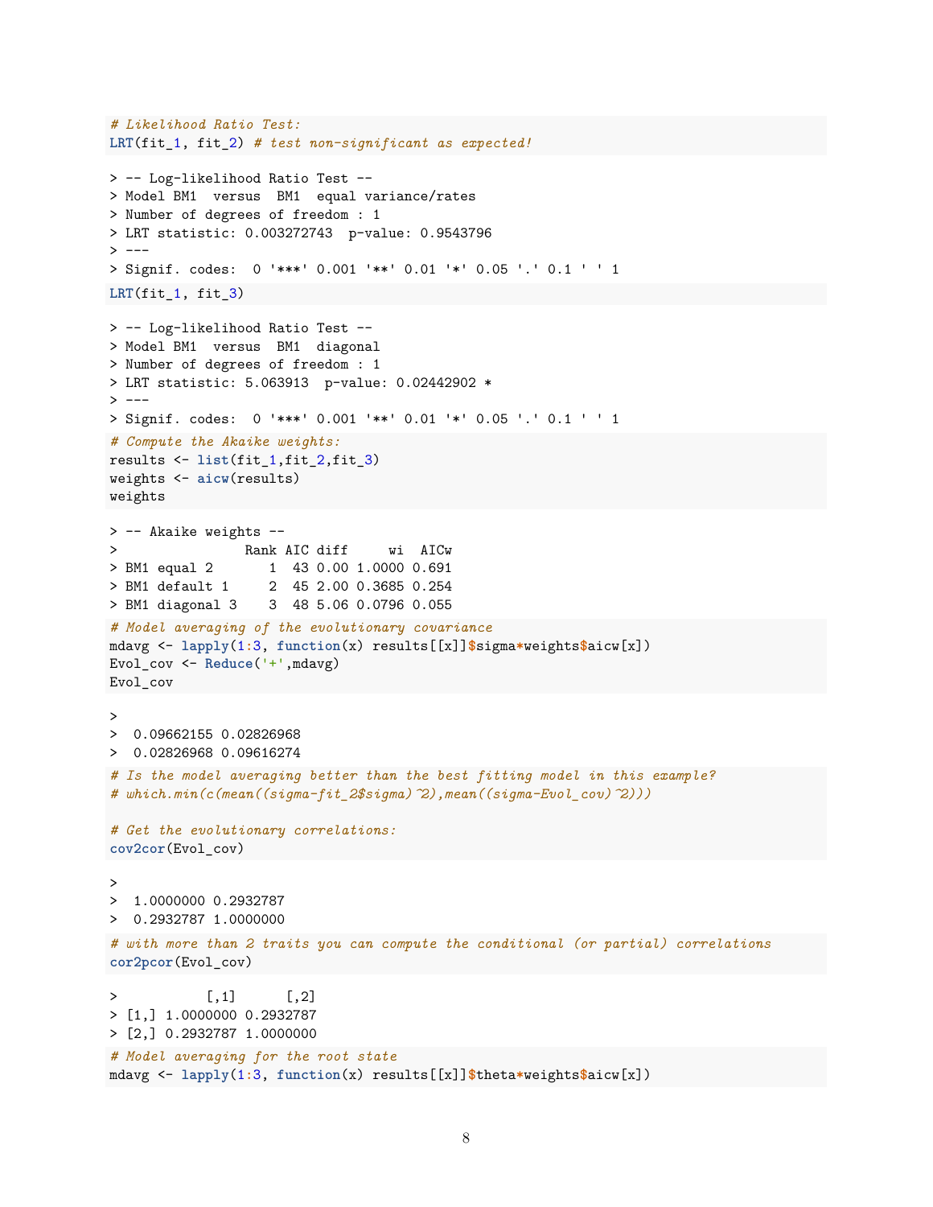```r
# Likelihood Ratio Test:
LRT(fit_1, fit_2) # test non-significant as expected!
```

```
> -- Log-likelihood Ratio Test --
> Model BM1  versus  BM1  equal variance/rates
> Number of degrees of freedom : 1
> LRT statistic: 0.003272743  p-value: 0.9543796
> ---
> Signif. codes:  0 '***' 0.001 '**' 0.01 '*' 0.05 '.' 0.1 ' ' 1
```

```r
LRT(fit_1, fit_3)
```

```
> -- Log-likelihood Ratio Test --
> Model BM1  versus  BM1  diagonal
> Number of degrees of freedom : 1
> LRT statistic: 5.063913  p-value: 0.02442902 *
> ---
> Signif. codes:  0 '***' 0.001 '**' 0.01 '*' 0.05 '.' 0.1 ' ' 1
```

```r
# Compute the Akaike weights:
results <- list(fit_1,fit_2,fit_3)
weights <- aicw(results)
weights
```

```
> -- Akaike weights --
>               Rank AIC diff     wi  AICw
> BM1 equal 2       1  43 0.00 1.0000 0.691
> BM1 default 1     2  45 2.00 0.3685 0.254
> BM1 diagonal 3    3  48 5.06 0.0796 0.055
```

```r
# Model averaging of the evolutionary covariance
mdavg <- lapply(1:3, function(x) results[[x]]$sigma*weights$aicw[x])
Evol_cov <- Reduce('+',mdavg)
Evol_cov
```

```
>
>  0.09662155 0.02826968
>  0.02826968 0.09616274
```

```r
# Is the model averaging better than the best fitting model in this example?
# which.min(c(mean((sigma-fit_2$sigma)^2),mean((sigma-Evol_cov)^2)))

# Get the evolutionary correlations:
cov2cor(Evol_cov)
```

```
>
>  1.0000000 0.2932787
>  0.2932787 1.0000000
```

```r
# with more than 2 traits you can compute the conditional (or partial) correlations
cor2pcor(Evol_cov)
```

```
>           [,1]      [,2]
> [1,] 1.0000000 0.2932787
> [2,] 0.2932787 1.0000000
```

```r
# Model averaging for the root state
mdavg <- lapply(1:3, function(x) results[[x]]$theta*weights$aicw[x])
```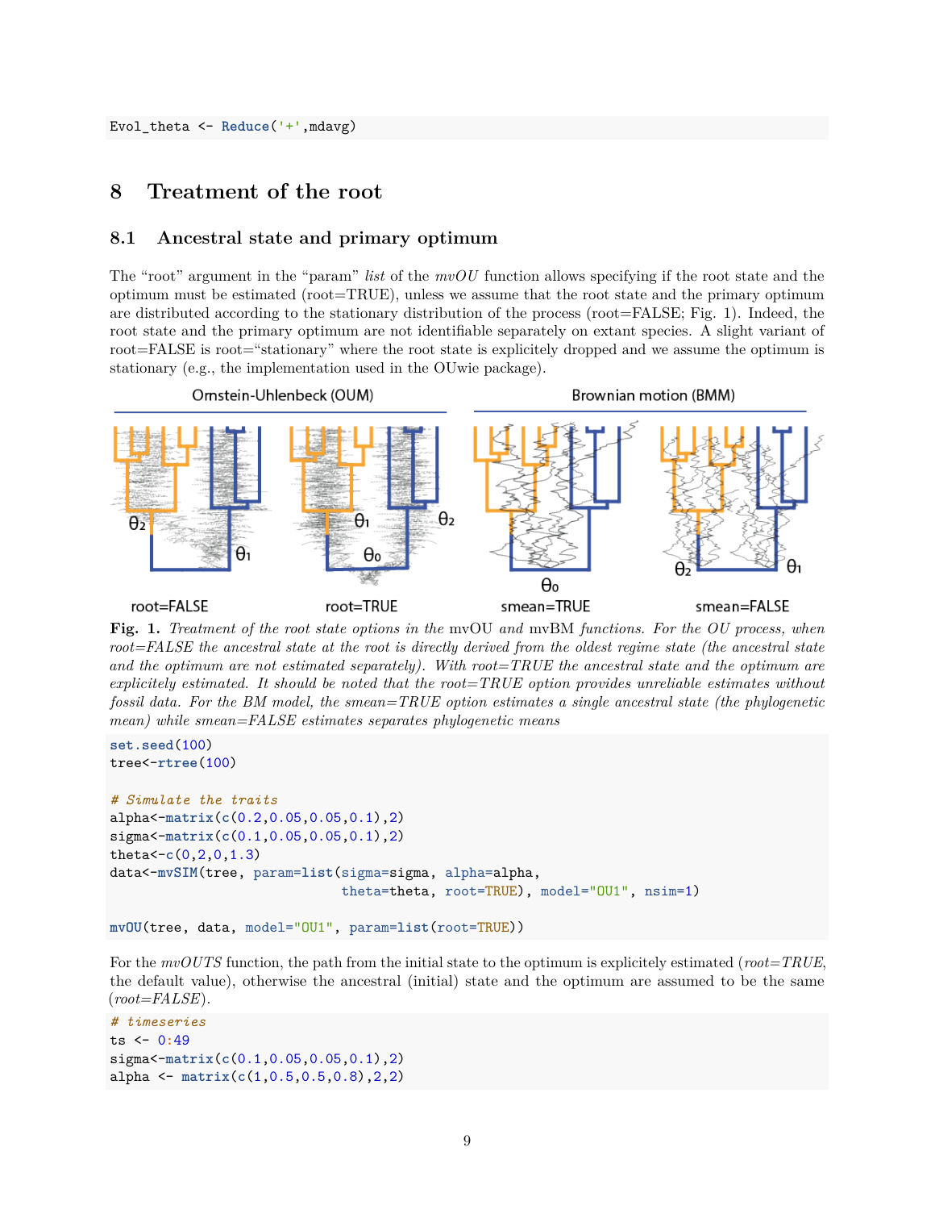```
Evol_theta <- Reduce('+',mdavg)
```

## 8 Treatment of the root

### 8.1 Ancestral state and primary optimum

The "root" argument in the "param" *list* of the *mvOU* function allows specifying if the root state and the optimum must be estimated (root=TRUE), unless we assume that the root state and the primary optimum are distributed according to the stationary distribution of the process (root=FALSE; Fig. 1). Indeed, the root state and the primary optimum are not identifiable separately on extant species. A slight variant of root=FALSE is root="stationary" where the root state is explicitely dropped and we assume the optimum is stationary (e.g., the implementation used in the OUwie package).

Ornstein-Uhlenbeck (OUM)

Brownian motion (BMM)

$\theta_2$ $\theta_1$

$\theta_1$ $\theta_2$ $\theta_0$

$\theta_0$

$\theta_2$ $\theta_1$

root=FALSE

root=TRUE

smean=TRUE

smean=FALSE

**Fig. 1.** *Treatment of the root state options in the* mvOU *and* mvBM *functions. For the OU process, when root=FALSE the ancestral state at the root is directly derived from the oldest regime state (the ancestral state and the optimum are not estimated separately). With root=TRUE the ancestral state and the optimum are explicitely estimated. It should be noted that the root=TRUE option provides unreliable estimates without fossil data. For the BM model, the smean=TRUE option estimates a single ancestral state (the phylogenetic mean) while smean=FALSE estimates separates phylogenetic means*

```
set.seed(100)
tree<-rtree(100)

# Simulate the traits
alpha<-matrix(c(0.2,0.05,0.05,0.1),2)
sigma<-matrix(c(0.1,0.05,0.05,0.1),2)
theta<-c(0,2,0,1.3)
data<-mvSIM(tree, param=list(sigma=sigma, alpha=alpha,
                             theta=theta, root=TRUE), model="OU1", nsim=1)

mvOU(tree, data, model="OU1", param=list(root=TRUE))
```

For the *mvOUTS* function, the path from the initial state to the optimum is explicitely estimated (*root=TRUE*, the default value), otherwise the ancestral (initial) state and the optimum are assumed to be the same (*root=FALSE*).

```
# timeseries
ts <- 0:49
sigma<-matrix(c(0.1,0.05,0.05,0.1),2)
alpha <- matrix(c(1,0.5,0.5,0.8),2,2)
```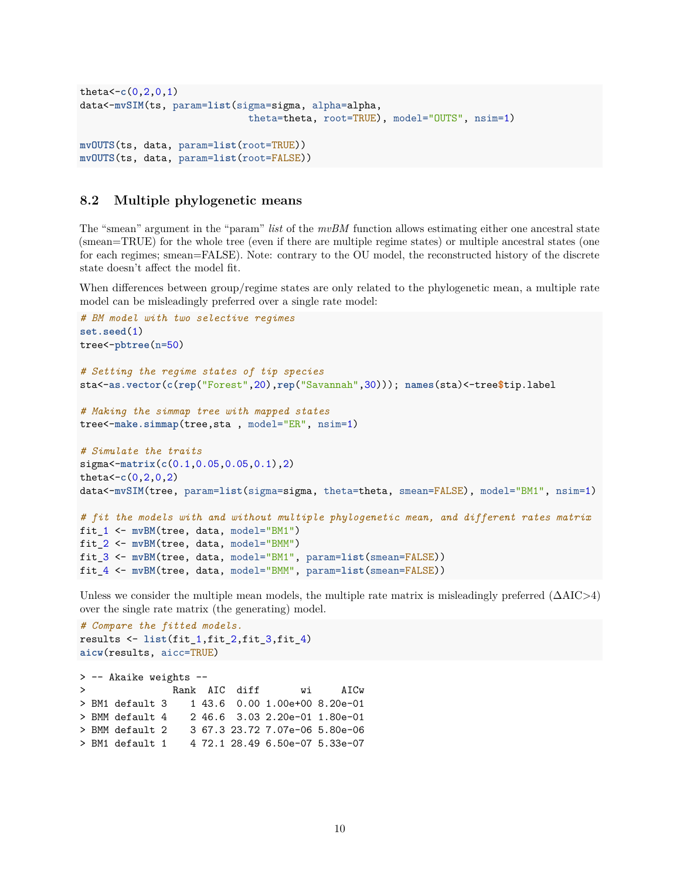```
theta<-c(0,2,0,1)
data<-mvSIM(ts, param=list(sigma=sigma, alpha=alpha,
                           theta=theta, root=TRUE), model="OUTS", nsim=1)

mvOUTS(ts, data, param=list(root=TRUE))
mvOUTS(ts, data, param=list(root=FALSE))
```

### 8.2 Multiple phylogenetic means

The “smean” argument in the “param” *list* of the *mvBM* function allows estimating either one ancestral state (smean=TRUE) for the whole tree (even if there are multiple regime states) or multiple ancestral states (one for each regimes; smean=FALSE). Note: contrary to the OU model, the reconstructed history of the discrete state doesn’t affect the model fit.

When differences between group/regime states are only related to the phylogenetic mean, a multiple rate model can be misleadingly preferred over a single rate model:

```
# BM model with two selective regimes
set.seed(1)
tree<-pbtree(n=50)

# Setting the regime states of tip species
sta<-as.vector(c(rep("Forest",20),rep("Savannah",30))); names(sta)<-tree$tip.label

# Making the simmap tree with mapped states
tree<-make.simmap(tree,sta , model="ER", nsim=1)

# Simulate the traits
sigma<-matrix(c(0.1,0.05,0.05,0.1),2)
theta<-c(0,2,0,2)
data<-mvSIM(tree, param=list(sigma=sigma, theta=theta, smean=FALSE), model="BM1", nsim=1)

# fit the models with and without multiple phylogenetic mean, and different rates matrix
fit_1 <- mvBM(tree, data, model="BM1")
fit_2 <- mvBM(tree, data, model="BMM")
fit_3 <- mvBM(tree, data, model="BM1", param=list(smean=FALSE))
fit_4 <- mvBM(tree, data, model="BMM", param=list(smean=FALSE))
```

Unless we consider the multiple mean models, the multiple rate matrix is misleadingly preferred ($\Delta$AIC>4) over the single rate matrix (the generating) model.

```
# Compare the fitted models.
results <- list(fit_1,fit_2,fit_3,fit_4)
aicw(results, aicc=TRUE)
```

```
> -- Akaike weights --
>               Rank  AIC  diff       wi     AICw
> BM1 default 3    1 43.6  0.00 1.00e+00 8.20e-01
> BMM default 4    2 46.6  3.03 2.20e-01 1.80e-01
> BMM default 2    3 67.3 23.72 7.07e-06 5.80e-06
> BM1 default 1    4 72.1 28.49 6.50e-07 5.33e-07
```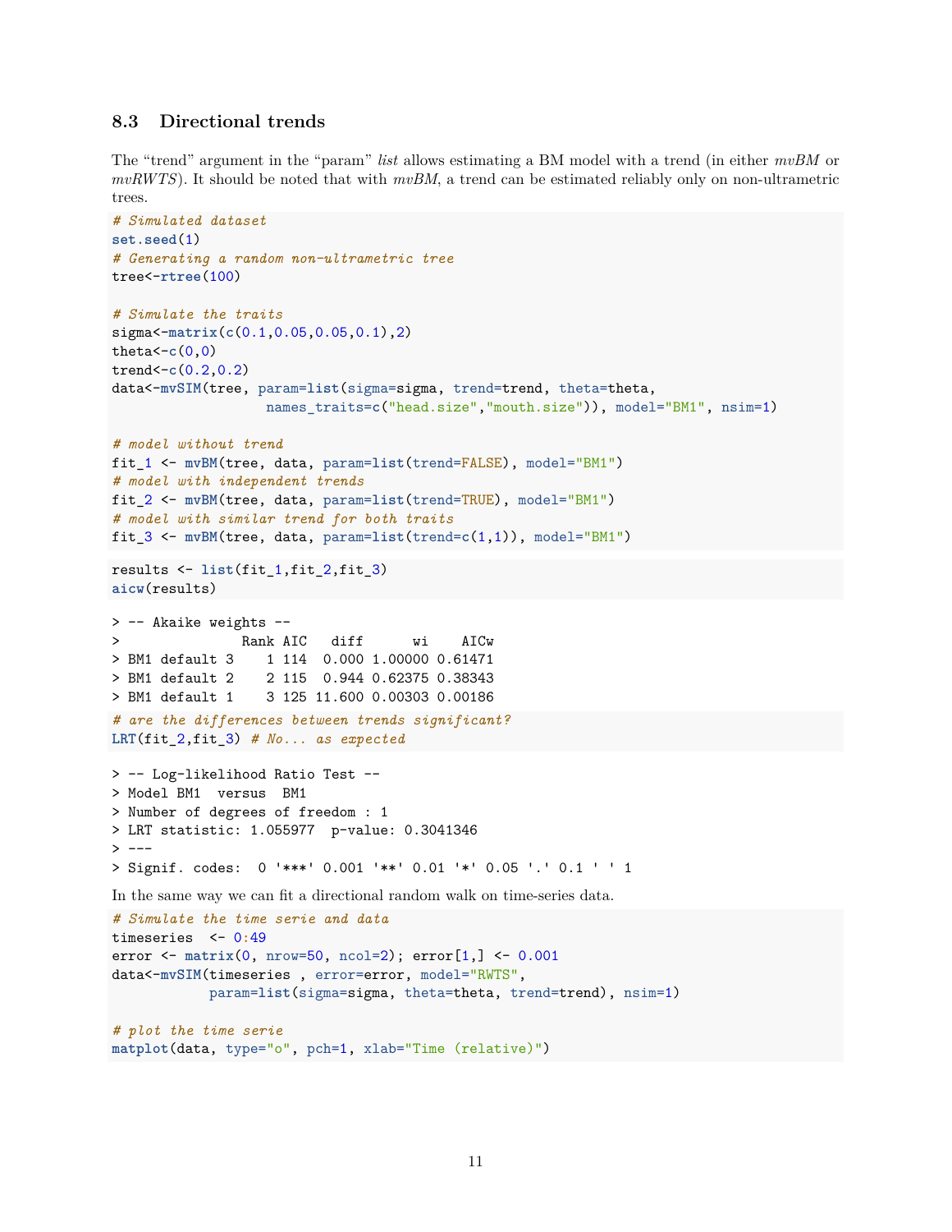### 8.3 Directional trends

The "trend" argument in the "param" *list* allows estimating a BM model with a trend (in either *mvBM* or *mvRWTS*). It should be noted that with *mvBM*, a trend can be estimated reliably only on non-ultrametric trees.

```
# Simulated dataset
set.seed(1)
# Generating a random non-ultrametric tree
tree<-rtree(100)

# Simulate the traits
sigma<-matrix(c(0.1,0.05,0.05,0.1),2)
theta<-c(0,0)
trend<-c(0.2,0.2)
data<-mvSIM(tree, param=list(sigma=sigma, trend=trend, theta=theta,
                  names_traits=c("head.size","mouth.size")), model="BM1", nsim=1)

# model without trend
fit_1 <- mvBM(tree, data, param=list(trend=FALSE), model="BM1")
# model with independent trends
fit_2 <- mvBM(tree, data, param=list(trend=TRUE), model="BM1")
# model with similar trend for both traits
fit_3 <- mvBM(tree, data, param=list(trend=c(1,1)), model="BM1")
```

```
results <- list(fit_1,fit_2,fit_3)
aicw(results)
```

```
> -- Akaike weights --
>               Rank AIC   diff      wi    AICw
> BM1 default 3    1 114  0.000 1.00000 0.61471
> BM1 default 2    2 115  0.944 0.62375 0.38343
> BM1 default 1    3 125 11.600 0.00303 0.00186
```

```
# are the differences between trends significant?
LRT(fit_2,fit_3) # No... as expected
```

```
> -- Log-likelihood Ratio Test --
> Model BM1  versus  BM1
> Number of degrees of freedom : 1
> LRT statistic: 1.055977  p-value: 0.3041346
> ---
> Signif. codes:  0 '***' 0.001 '**' 0.01 '*' 0.05 '.' 0.1 ' ' 1
```

In the same way we can fit a directional random walk on time-series data.

```
# Simulate the time serie and data
timeseries  <- 0:49
error <- matrix(0, nrow=50, ncol=2); error[1,] <- 0.001
data<-mvSIM(timeseries , error=error, model="RWTS",
           param=list(sigma=sigma, theta=theta, trend=trend), nsim=1)

# plot the time serie
matplot(data, type="o", pch=1, xlab="Time (relative)")
```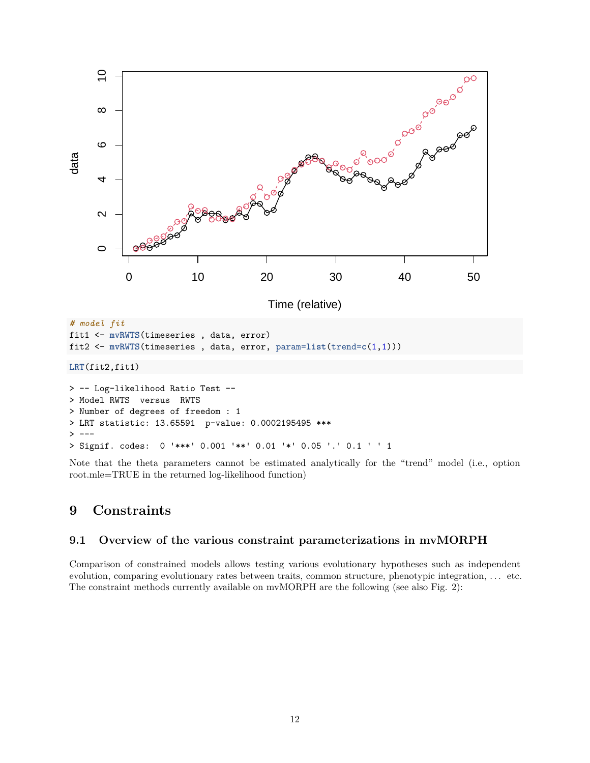data

0
2
4
6
8
10

0
10
20
30
40
50

Time (relative)

```
# model fit
fit1 <- mvRWTS(timeseries , data, error)
fit2 <- mvRWTS(timeseries , data, error, param=list(trend=c(1,1)))
```

```
LRT(fit2,fit1)
```

```
> -- Log-likelihood Ratio Test --
> Model RWTS  versus  RWTS
> Number of degrees of freedom : 1
> LRT statistic: 13.65591  p-value: 0.0002195495 ***
> ---
> Signif. codes:  0 '***' 0.001 '**' 0.01 '*' 0.05 '.' 0.1 ' ' 1
```

Note that the theta parameters cannot be estimated analytically for the "trend" model (i.e., option root.mle=TRUE in the returned log-likelihood function)

# 9 Constraints

## 9.1 Overview of the various constraint parameterizations in mvMORPH

Comparison of constrained models allows testing various evolutionary hypotheses such as independent evolution, comparing evolutionary rates between traits, common structure, phenotypic integration, ... etc. The constraint methods currently available on mvMORPH are the following (see also Fig. 2):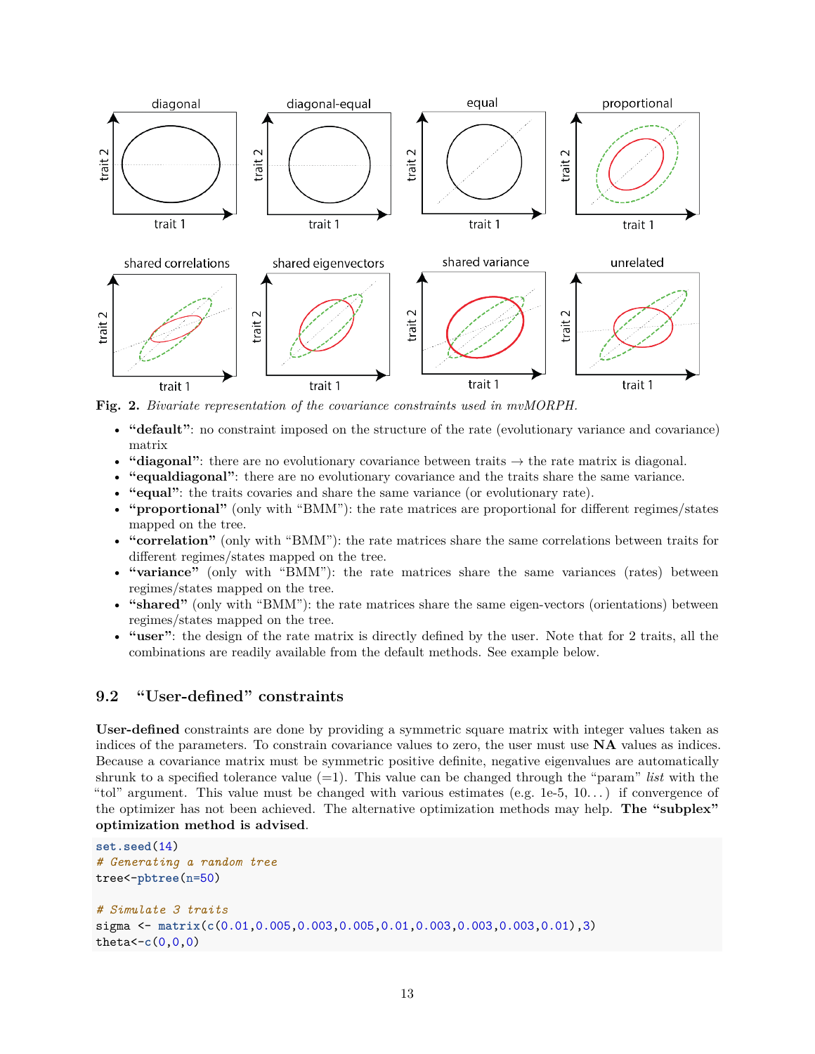diagonal

trait 2

trait 1

diagonal-equal

trait 2

trait 1

equal

trait 2

trait 1

proportional

trait 2

trait 1

shared correlations

trait 2

trait 1

shared eigenvectors

trait 2

trait 1

shared variance

trait 2

trait 1

unrelated

trait 2

trait 1

**Fig. 2.** *Bivariate representation of the covariance constraints used in mvMORPH.*

- **"default"**: no constraint imposed on the structure of the rate (evolutionary variance and covariance) matrix
- **"diagonal"**: there are no evolutionary covariance between traits → the rate matrix is diagonal.
- **"equaldiagonal"**: there are no evolutionary covariance and the traits share the same variance.
- **"equal"**: the traits covaries and share the same variance (or evolutionary rate).
- **"proportional"** (only with "BMM"): the rate matrices are proportional for different regimes/states mapped on the tree.
- **"correlation"** (only with "BMM"): the rate matrices share the same correlations between traits for different regimes/states mapped on the tree.
- **"variance"** (only with "BMM"): the rate matrices share the same variances (rates) between regimes/states mapped on the tree.
- **"shared"** (only with "BMM"): the rate matrices share the same eigen-vectors (orientations) between regimes/states mapped on the tree.
- **"user"**: the design of the rate matrix is directly defined by the user. Note that for 2 traits, all the combinations are readily available from the default methods. See example below.

## 9.2 "User-defined" constraints

**User-defined** constraints are done by providing a symmetric square matrix with integer values taken as indices of the parameters. To constrain covariance values to zero, the user must use **NA** values as indices. Because a covariance matrix must be symmetric positive definite, negative eigenvalues are automatically shrunk to a specified tolerance value (=1). This value can be changed through the "param" *list* with the "tol" argument. This value must be changed with various estimates (e.g. 1e-5, 10…) if convergence of the optimizer has not been achieved. The alternative optimization methods may help. **The "subplex" optimization method is advised**.

```
set.seed(14)
# Generating a random tree
tree<-pbtree(n=50)

# Simulate 3 traits
sigma <- matrix(c(0.01,0.005,0.003,0.005,0.01,0.003,0.003,0.003,0.01),3)
theta<-c(0,0,0)
```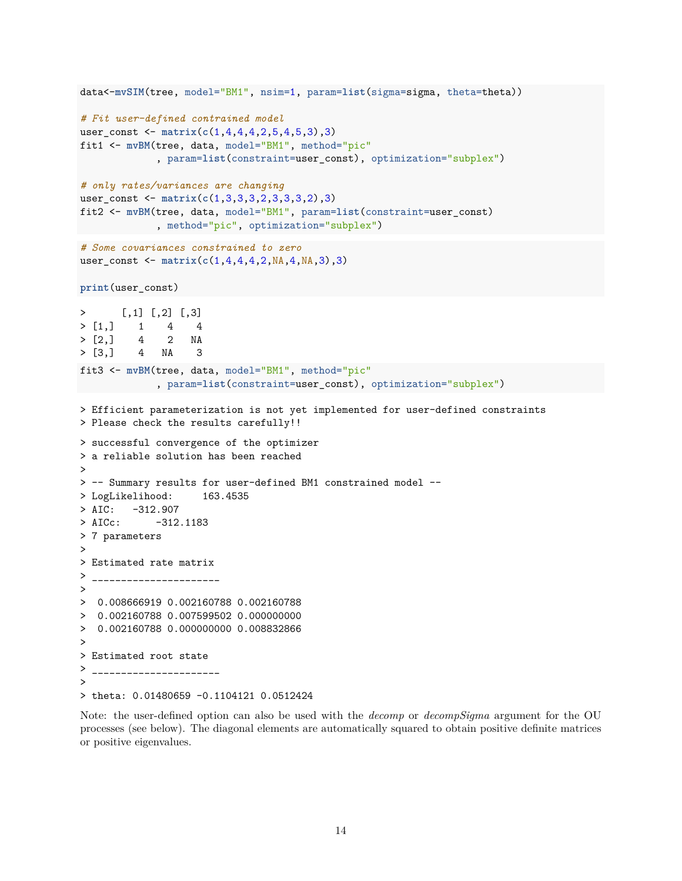```
data<-mvSIM(tree, model="BM1", nsim=1, param=list(sigma=sigma, theta=theta))

# Fit user-defined contrained model
user_const <- matrix(c(1,4,4,4,2,5,4,5,3),3)
fit1 <- mvBM(tree, data, model="BM1", method="pic"
            , param=list(constraint=user_const), optimization="subplex")

# only rates/variances are changing
user_const <- matrix(c(1,3,3,3,2,3,3,3,2),3)
fit2 <- mvBM(tree, data, model="BM1", param=list(constraint=user_const)
            , method="pic", optimization="subplex")
```

```
# Some covariances constrained to zero
user_const <- matrix(c(1,4,4,4,2,NA,4,NA,3),3)

print(user_const)
```

```
>      [,1] [,2] [,3]
> [1,]    1    4    4
> [2,]    4    2   NA
> [3,]    4   NA    3
```

```
fit3 <- mvBM(tree, data, model="BM1", method="pic"
            , param=list(constraint=user_const), optimization="subplex")
```

```
> Efficient parameterization is not yet implemented for user-defined constraints
> Please check the results carefully!!
```

```
> successful convergence of the optimizer
> a reliable solution has been reached
>
> -- Summary results for user-defined BM1 constrained model --
> LogLikelihood:     163.4535
> AIC:   -312.907
> AICc:      -312.1183
> 7 parameters
>
> Estimated rate matrix
> ______________________
>
>  0.008666919 0.002160788 0.002160788
>  0.002160788 0.007599502 0.000000000
>  0.002160788 0.000000000 0.008832866
>
> Estimated root state
> ______________________
>
> theta: 0.01480659 -0.1104121 0.0512424
```

Note: the user-defined option can also be used with the *decomp* or *decompSigma* argument for the OU processes (see below). The diagonal elements are automatically squared to obtain positive definite matrices or positive eigenvalues.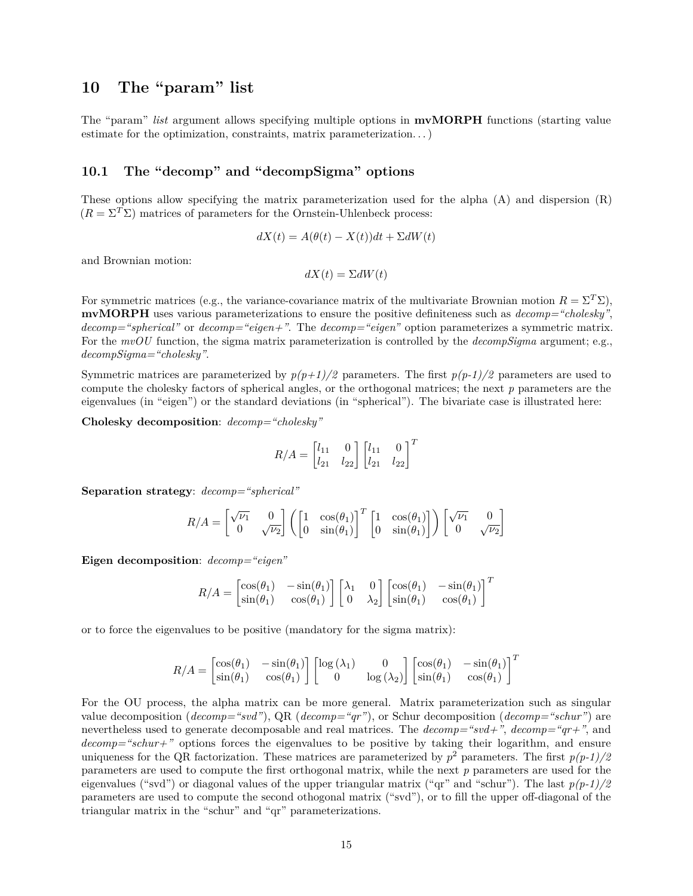## 10 The "param" list

The "param" *list* argument allows specifying multiple options in **mvMORPH** functions (starting value estimate for the optimization, constraints, matrix parameterization. . . )

### 10.1 The "decomp" and "decompSigma" options

These options allow specifying the matrix parameterization used for the alpha (A) and dispersion (R) ($R = \Sigma^T\Sigma$) matrices of parameters for the Ornstein-Uhlenbeck process:

$$dX(t) = A(\theta(t) - X(t))dt + \Sigma dW(t)$$

and Brownian motion:

$$dX(t) = \Sigma dW(t)$$

For symmetric matrices (e.g., the variance-covariance matrix of the multivariate Brownian motion $R = \Sigma^T\Sigma$), **mvMORPH** uses various parameterizations to ensure the positive definiteness such as *decomp="cholesky"*, *decomp="spherical"* or *decomp="eigen+"*. The *decomp="eigen"* option parameterizes a symmetric matrix. For the *mvOU* function, the sigma matrix parameterization is controlled by the *decompSigma* argument; e.g., *decompSigma="cholesky"*.

Symmetric matrices are parameterized by *p(p+1)/2* parameters. The first *p(p-1)/2* parameters are used to compute the cholesky factors of spherical angles, or the orthogonal matrices; the next *p* parameters are the eigenvalues (in "eigen") or the standard deviations (in "spherical"). The bivariate case is illustrated here:

**Cholesky decomposition**: *decomp="cholesky"*

$$R/A = \begin{bmatrix} l_{11} & 0 \\ l_{21} & l_{22} \end{bmatrix} \begin{bmatrix} l_{11} & 0 \\ l_{21} & l_{22} \end{bmatrix}^T$$

**Separation strategy**: *decomp="spherical"*

$$R/A = \begin{bmatrix} \sqrt{\nu_1} & 0 \\ 0 & \sqrt{\nu_2} \end{bmatrix} \left( \begin{bmatrix} 1 & \cos(\theta_1) \\ 0 & \sin(\theta_1) \end{bmatrix}^T \begin{bmatrix} 1 & \cos(\theta_1) \\ 0 & \sin(\theta_1) \end{bmatrix} \right) \begin{bmatrix} \sqrt{\nu_1} & 0 \\ 0 & \sqrt{\nu_2} \end{bmatrix}$$

**Eigen decomposition**: *decomp="eigen"*

$$R/A = \begin{bmatrix} \cos(\theta_1) & -\sin(\theta_1) \\ \sin(\theta_1) & \cos(\theta_1) \end{bmatrix} \begin{bmatrix} \lambda_1 & 0 \\ 0 & \lambda_2 \end{bmatrix} \begin{bmatrix} \cos(\theta_1) & -\sin(\theta_1) \\ \sin(\theta_1) & \cos(\theta_1) \end{bmatrix}^T$$

or to force the eigenvalues to be positive (mandatory for the sigma matrix):

$$R/A = \begin{bmatrix} \cos(\theta_1) & -\sin(\theta_1) \\ \sin(\theta_1) & \cos(\theta_1) \end{bmatrix} \begin{bmatrix} \log(\lambda_1) & 0 \\ 0 & \log(\lambda_2) \end{bmatrix} \begin{bmatrix} \cos(\theta_1) & -\sin(\theta_1) \\ \sin(\theta_1) & \cos(\theta_1) \end{bmatrix}^T$$

For the OU process, the alpha matrix can be more general. Matrix parameterization such as singular value decomposition (*decomp="svd"*), QR (*decomp="qr"*), or Schur decomposition (*decomp="schur"*) are nevertheless used to generate decomposable and real matrices. The *decomp="svd+"*, *decomp="qr+"*, and *decomp="schur+"* options forces the eigenvalues to be positive by taking their logarithm, and ensure uniqueness for the QR factorization. These matrices are parameterized by $p^2$ parameters. The first *p(p-1)/2* parameters are used to compute the first orthogonal matrix, while the next *p* parameters are used for the eigenvalues ("svd") or diagonal values of the upper triangular matrix ("qr" and "schur"). The last *p(p-1)/2* parameters are used to compute the second othogonal matrix ("svd"), or to fill the upper off-diagonal of the triangular matrix in the "schur" and "qr" parameterizations.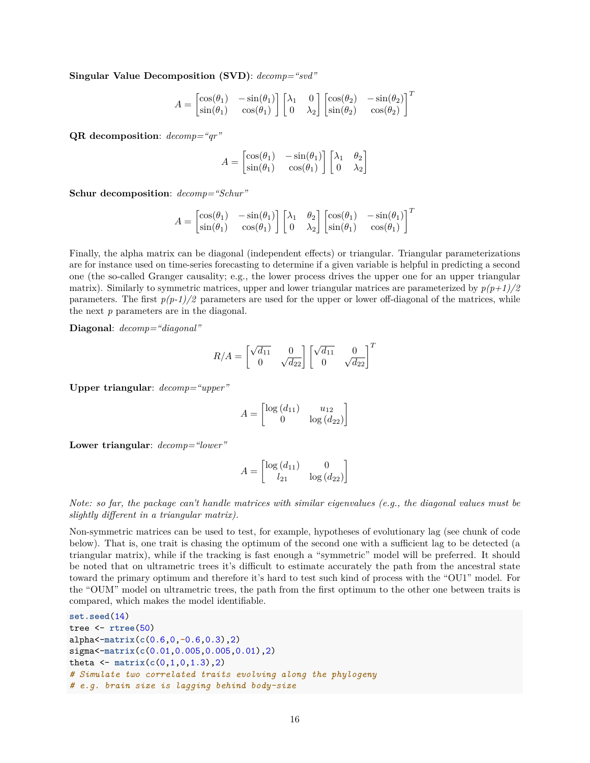**Singular Value Decomposition (SVD)**: *decomp="svd"*

$$A = \begin{bmatrix} \cos(\theta_1) & -\sin(\theta_1) \\ \sin(\theta_1) & \cos(\theta_1) \end{bmatrix} \begin{bmatrix} \lambda_1 & 0 \\ 0 & \lambda_2 \end{bmatrix} \begin{bmatrix} \cos(\theta_2) & -\sin(\theta_2) \\ \sin(\theta_2) & \cos(\theta_2) \end{bmatrix}^T$$

**QR decomposition**: *decomp="qr"*

$$A = \begin{bmatrix} \cos(\theta_1) & -\sin(\theta_1) \\ \sin(\theta_1) & \cos(\theta_1) \end{bmatrix} \begin{bmatrix} \lambda_1 & \theta_2 \\ 0 & \lambda_2 \end{bmatrix}$$

**Schur decomposition**: *decomp="Schur"*

$$A = \begin{bmatrix} \cos(\theta_1) & -\sin(\theta_1) \\ \sin(\theta_1) & \cos(\theta_1) \end{bmatrix} \begin{bmatrix} \lambda_1 & \theta_2 \\ 0 & \lambda_2 \end{bmatrix} \begin{bmatrix} \cos(\theta_1) & -\sin(\theta_1) \\ \sin(\theta_1) & \cos(\theta_1) \end{bmatrix}^T$$

Finally, the alpha matrix can be diagonal (independent effects) or triangular. Triangular parameterizations are for instance used on time-series forecasting to determine if a given variable is helpful in predicting a second one (the so-called Granger causality; e.g., the lower process drives the upper one for an upper triangular matrix). Similarly to symmetric matrices, upper and lower triangular matrices are parameterized by *p(p+1)/2* parameters. The first *p(p-1)/2* parameters are used for the upper or lower off-diagonal of the matrices, while the next *p* parameters are in the diagonal.

**Diagonal**: *decomp="diagonal"*

$$R/A = \begin{bmatrix} \sqrt{d_{11}} & 0 \\ 0 & \sqrt{d_{22}} \end{bmatrix} \begin{bmatrix} \sqrt{d_{11}} & 0 \\ 0 & \sqrt{d_{22}} \end{bmatrix}^T$$

**Upper triangular**: *decomp="upper"*

$$A = \begin{bmatrix} \log(d_{11}) & u_{12} \\ 0 & \log(d_{22}) \end{bmatrix}$$

**Lower triangular**: *decomp="lower"*

$$A = \begin{bmatrix} \log(d_{11}) & 0 \\ l_{21} & \log(d_{22}) \end{bmatrix}$$

*Note: so far, the package can't handle matrices with similar eigenvalues (e.g., the diagonal values must be slightly different in a triangular matrix).*

Non-symmetric matrices can be used to test, for example, hypotheses of evolutionary lag (see chunk of code below). That is, one trait is chasing the optimum of the second one with a sufficient lag to be detected (a triangular matrix), while if the tracking is fast enough a "symmetric" model will be preferred. It should be noted that on ultrametric trees it's difficult to estimate accurately the path from the ancestral state toward the primary optimum and therefore it's hard to test such kind of process with the "OU1" model. For the "OUM" model on ultrametric trees, the path from the first optimum to the other one between traits is compared, which makes the model identifiable.

```
set.seed(14)
tree <- rtree(50)
alpha<-matrix(c(0.6,0,-0.6,0.3),2)
sigma<-matrix(c(0.01,0.005,0.005,0.01),2)
theta <- matrix(c(0,1,0,1.3),2)
# Simulate two correlated traits evolving along the phylogeny
# e.g. brain size is lagging behind body-size
```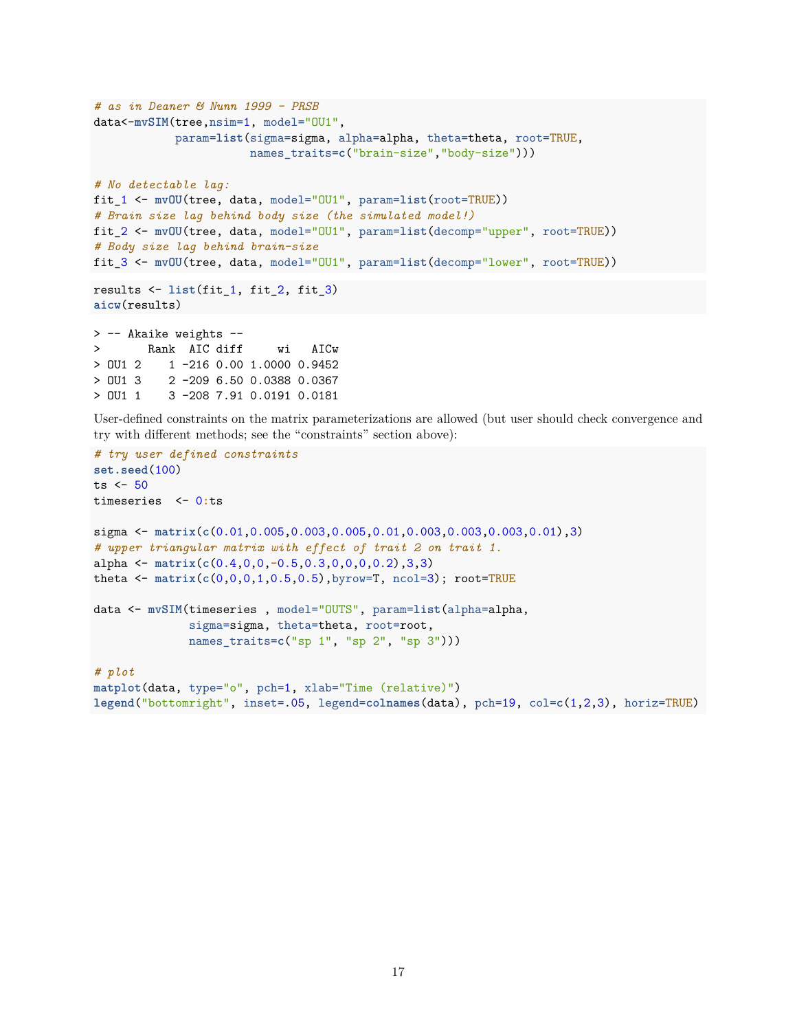```
# as in Deaner & Nunn 1999 - PRSB
data<-mvSIM(tree,nsim=1, model="OU1",
          param=list(sigma=sigma, alpha=alpha, theta=theta, root=TRUE,
                     names_traits=c("brain-size","body-size")))

# No detectable lag:
fit_1 <- mvOU(tree, data, model="OU1", param=list(root=TRUE))
# Brain size lag behind body size (the simulated model!)
fit_2 <- mvOU(tree, data, model="OU1", param=list(decomp="upper", root=TRUE))
# Body size lag behind brain-size
fit_3 <- mvOU(tree, data, model="OU1", param=list(decomp="lower", root=TRUE))
```

```
results <- list(fit_1, fit_2, fit_3)
aicw(results)
```

```
> -- Akaike weights --
>       Rank  AIC diff     wi   AICw
> OU1 2    1 -216 0.00 1.0000 0.9452
> OU1 3    2 -209 6.50 0.0388 0.0367
> OU1 1    3 -208 7.91 0.0191 0.0181
```

User-defined constraints on the matrix parameterizations are allowed (but user should check convergence and try with different methods; see the "constraints" section above):

```
# try user defined constraints
set.seed(100)
ts <- 50
timeseries  <- 0:ts

sigma <- matrix(c(0.01,0.005,0.003,0.005,0.01,0.003,0.003,0.003,0.01),3)
# upper triangular matrix with effect of trait 2 on trait 1.
alpha <- matrix(c(0.4,0,0,-0.5,0.3,0,0,0,0.2),3,3)
theta <- matrix(c(0,0,0,1,0.5,0.5),byrow=T, ncol=3); root=TRUE

data <- mvSIM(timeseries , model="OUTS", param=list(alpha=alpha,
             sigma=sigma, theta=theta, root=root,
             names_traits=c("sp 1", "sp 2", "sp 3")))

# plot
matplot(data, type="o", pch=1, xlab="Time (relative)")
legend("bottomright", inset=.05, legend=colnames(data), pch=19, col=c(1,2,3), horiz=TRUE)
```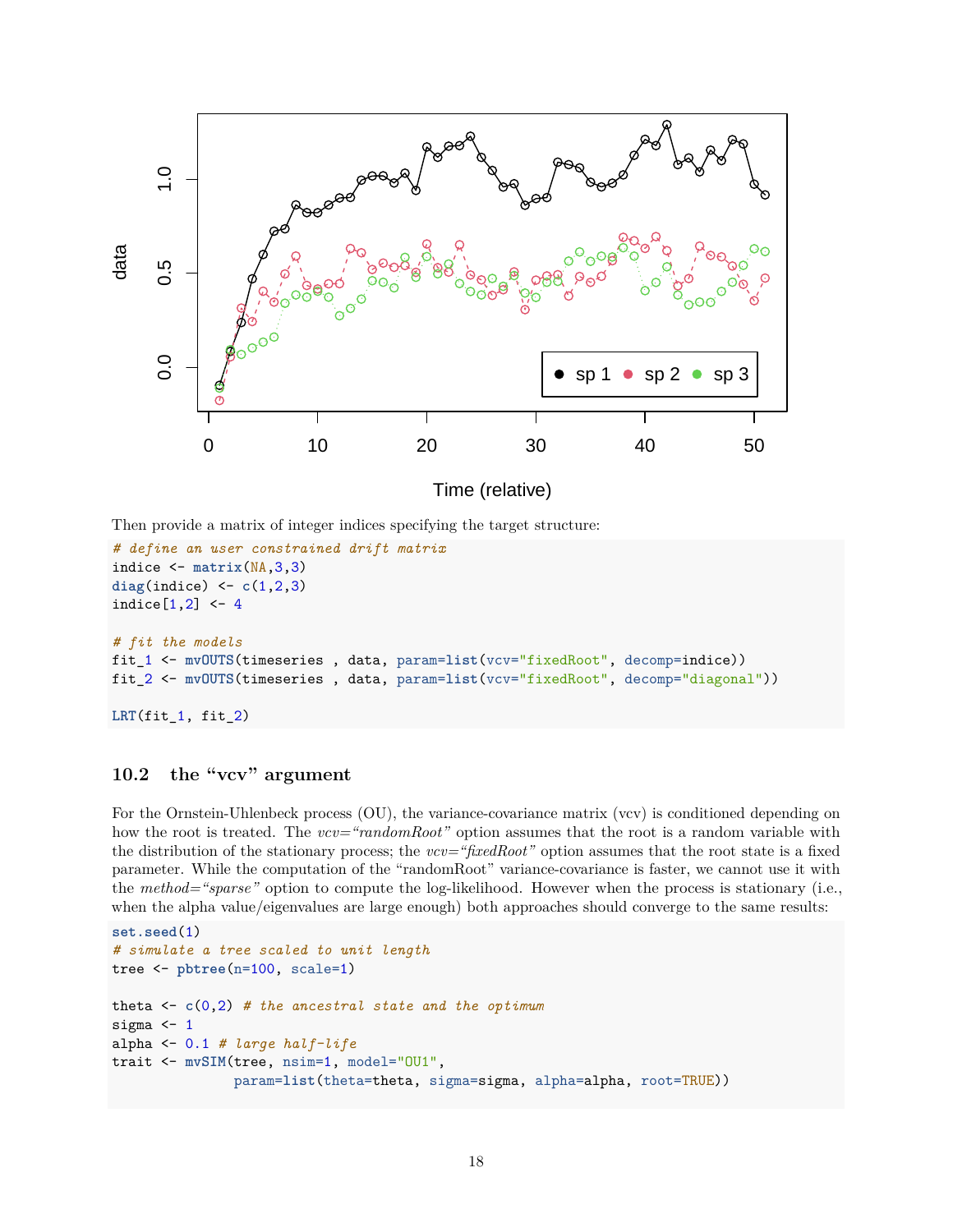data

1.0

0.5

0.0

0 10 20 30 40 50

Time (relative)

sp 1 sp 2 sp 3

Then provide a matrix of integer indices specifying the target structure:

```
# define an user constrained drift matrix
indice <- matrix(NA,3,3)
diag(indice) <- c(1,2,3)
indice[1,2] <- 4

# fit the models
fit_1 <- mvOUTS(timeseries , data, param=list(vcv="fixedRoot", decomp=indice))
fit_2 <- mvOUTS(timeseries , data, param=list(vcv="fixedRoot", decomp="diagonal"))

LRT(fit_1, fit_2)
```

### 10.2 the “vcv” argument

For the Ornstein-Uhlenbeck process (OU), the variance-covariance matrix (vcv) is conditioned depending on how the root is treated. The *vcv="randomRoot"* option assumes that the root is a random variable with the distribution of the stationary process; the *vcv="fixedRoot"* option assumes that the root state is a fixed parameter. While the computation of the “randomRoot” variance-covariance is faster, we cannot use it with the *method="sparse"* option to compute the log-likelihood. However when the process is stationary (i.e., when the alpha value/eigenvalues are large enough) both approaches should converge to the same results:

```
set.seed(1)
# simulate a tree scaled to unit length
tree <- pbtree(n=100, scale=1)

theta <- c(0,2) # the ancestral state and the optimum
sigma <- 1
alpha <- 0.1 # large half-life
trait <- mvSIM(tree, nsim=1, model="OU1",
               param=list(theta=theta, sigma=sigma, alpha=alpha, root=TRUE))
```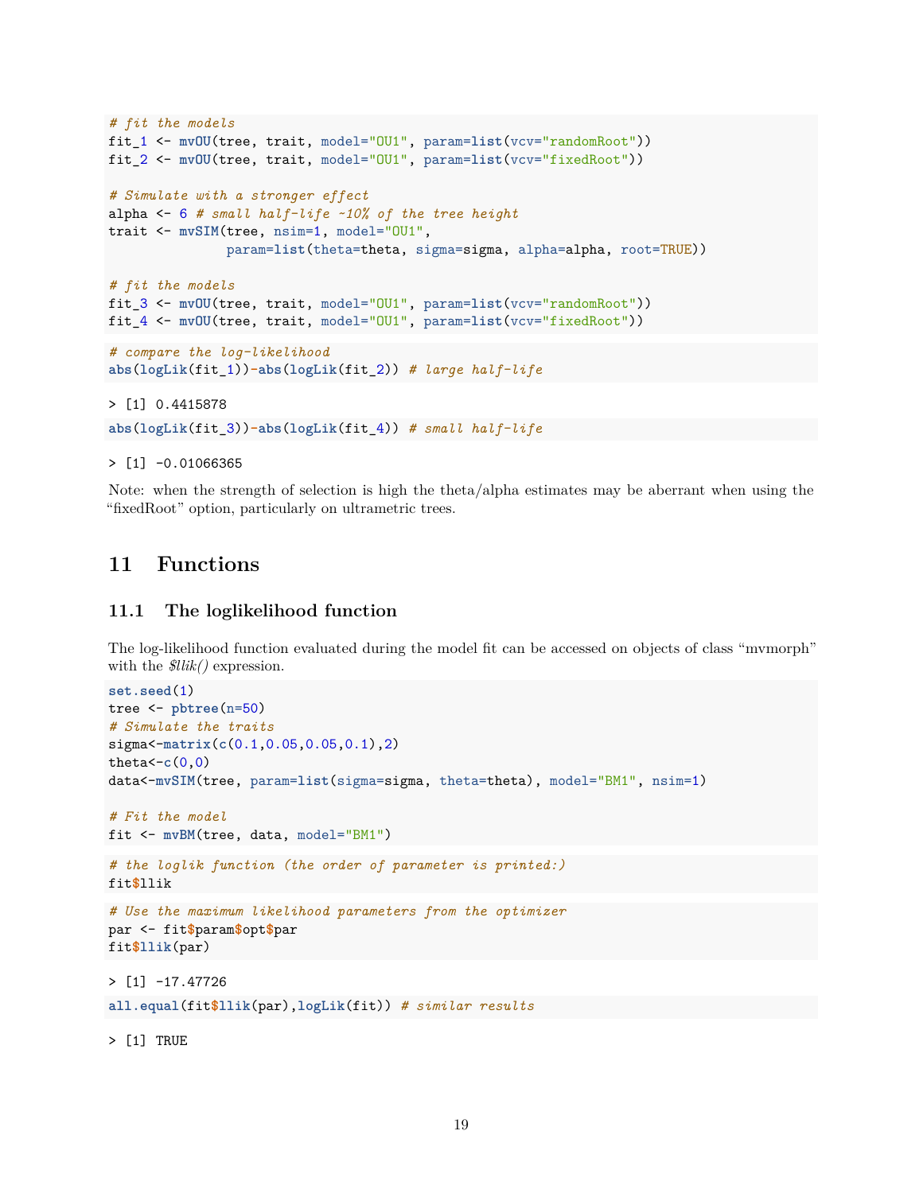```r
# fit the models
fit_1 <- mvOU(tree, trait, model="OU1", param=list(vcv="randomRoot"))
fit_2 <- mvOU(tree, trait, model="OU1", param=list(vcv="fixedRoot"))

# Simulate with a stronger effect
alpha <- 6 # small half-life ~10% of the tree height
trait <- mvSIM(tree, nsim=1, model="OU1",
              param=list(theta=theta, sigma=sigma, alpha=alpha, root=TRUE))

# fit the models
fit_3 <- mvOU(tree, trait, model="OU1", param=list(vcv="randomRoot"))
fit_4 <- mvOU(tree, trait, model="OU1", param=list(vcv="fixedRoot"))
```

```r
# compare the log-likelihood
abs(logLik(fit_1))-abs(logLik(fit_2)) # large half-life
```

```
> [1] 0.4415878
```

```r
abs(logLik(fit_3))-abs(logLik(fit_4)) # small half-life
```

```
> [1] -0.01066365
```

Note: when the strength of selection is high the theta/alpha estimates may be aberrant when using the "fixedRoot" option, particularly on ultrametric trees.

# 11 Functions

## 11.1 The loglikelihood function

The log-likelihood function evaluated during the model fit can be accessed on objects of class "mvmorph" with the *$llik()* expression.

```r
set.seed(1)
tree <- pbtree(n=50)
# Simulate the traits
sigma<-matrix(c(0.1,0.05,0.05,0.1),2)
theta<-c(0,0)
data<-mvSIM(tree, param=list(sigma=sigma, theta=theta), model="BM1", nsim=1)

# Fit the model
fit <- mvBM(tree, data, model="BM1")
```

```r
# the loglik function (the order of parameter is printed:)
fit$llik
```

```r
# Use the maximum likelihood parameters from the optimizer
par <- fit$param$opt$par
fit$llik(par)
```

```
> [1] -17.47726
```

```r
all.equal(fit$llik(par),logLik(fit)) # similar results
```

```
> [1] TRUE
```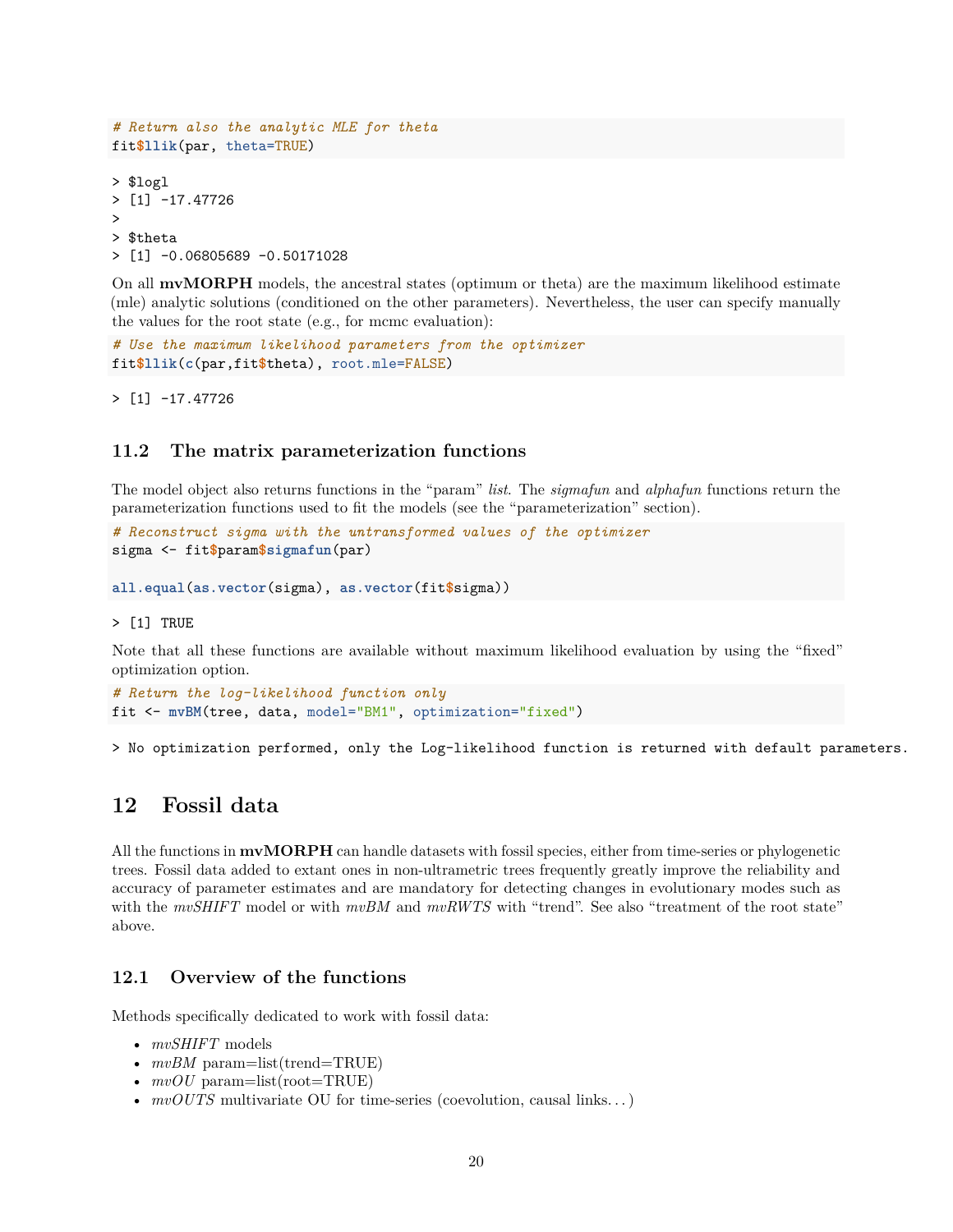```
# Return also the analytic MLE for theta
fit$llik(par, theta=TRUE)
```

```
> $logl
> [1] -17.47726
>
> $theta
> [1] -0.06805689 -0.50171028
```

On all **mvMORPH** models, the ancestral states (optimum or theta) are the maximum likelihood estimate (mle) analytic solutions (conditioned on the other parameters). Nevertheless, the user can specify manually the values for the root state (e.g., for mcmc evaluation):

```
# Use the maximum likelihood parameters from the optimizer
fit$llik(c(par,fit$theta), root.mle=FALSE)
```

```
> [1] -17.47726
```

### 11.2 The matrix parameterization functions

The model object also returns functions in the "param" *list*. The *sigmafun* and *alphafun* functions return the parameterization functions used to fit the models (see the "parameterization" section).

```
# Reconstruct sigma with the untransformed values of the optimizer
sigma <- fit$param$sigmafun(par)

all.equal(as.vector(sigma), as.vector(fit$sigma))
```

```
> [1] TRUE
```

Note that all these functions are available without maximum likelihood evaluation by using the "fixed" optimization option.

```
# Return the log-likelihood function only
fit <- mvBM(tree, data, model="BM1", optimization="fixed")
```

```
> No optimization performed, only the Log-likelihood function is returned with default parameters.
```

## 12 Fossil data

All the functions in **mvMORPH** can handle datasets with fossil species, either from time-series or phylogenetic trees. Fossil data added to extant ones in non-ultrametric trees frequently greatly improve the reliability and accuracy of parameter estimates and are mandatory for detecting changes in evolutionary modes such as with the *mvSHIFT* model or with *mvBM* and *mvRWTS* with "trend". See also "treatment of the root state" above.

### 12.1 Overview of the functions

Methods specifically dedicated to work with fossil data:

- *mvSHIFT* models
- *mvBM* param=list(trend=TRUE)
- *mvOU* param=list(root=TRUE)
- *mvOUTS* multivariate OU for time-series (coevolution, causal links…)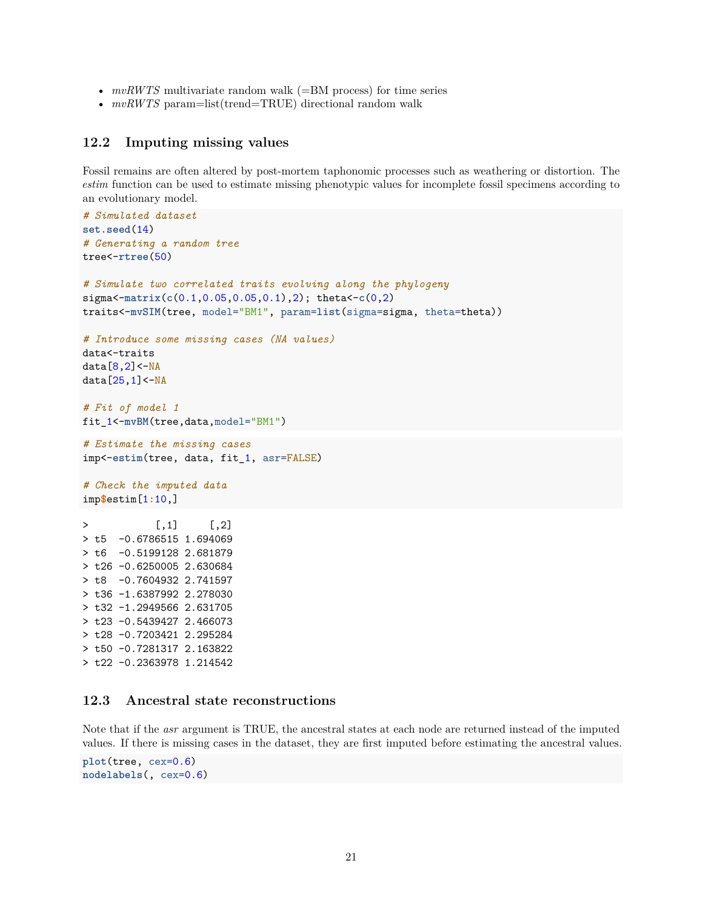- *mvRWTS* multivariate random walk (=BM process) for time series
- *mvRWTS* param=list(trend=TRUE) directional random walk

### 12.2 Imputing missing values

Fossil remains are often altered by post-mortem taphonomic processes such as weathering or distortion. The *estim* function can be used to estimate missing phenotypic values for incomplete fossil specimens according to an evolutionary model.

```
# Simulated dataset
set.seed(14)
# Generating a random tree
tree<-rtree(50)

# Simulate two correlated traits evolving along the phylogeny
sigma<-matrix(c(0.1,0.05,0.05,0.1),2); theta<-c(0,2)
traits<-mvSIM(tree, model="BM1", param=list(sigma=sigma, theta=theta))

# Introduce some missing cases (NA values)
data<-traits
data[8,2]<-NA
data[25,1]<-NA

# Fit of model 1
fit_1<-mvBM(tree,data,model="BM1")
```

```
# Estimate the missing cases
imp<-estim(tree, data, fit_1, asr=FALSE)

# Check the imputed data
imp$estim[1:10,]
```

```
>           [,1]     [,2]
> t5  -0.6786515 1.694069
> t6  -0.5199128 2.681879
> t26 -0.6250005 2.630684
> t8  -0.7604932 2.741597
> t36 -1.6387992 2.278030
> t32 -1.2949566 2.631705
> t23 -0.5439427 2.466073
> t28 -0.7203421 2.295284
> t50 -0.7281317 2.163822
> t22 -0.2363978 1.214542
```

### 12.3 Ancestral state reconstructions

Note that if the *asr* argument is TRUE, the ancestral states at each node are returned instead of the imputed values. If there is missing cases in the dataset, they are first imputed before estimating the ancestral values.

```
plot(tree, cex=0.6)
nodelabels(, cex=0.6)
```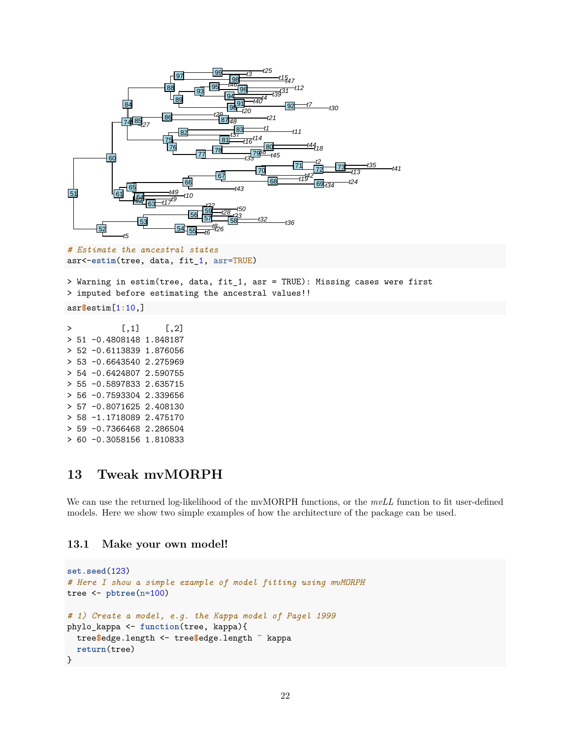```
# Estimate the ancestral states
asr<-estim(tree, data, fit_1, asr=TRUE)
```

```
> Warning in estim(tree, data, fit_1, asr = TRUE): Missing cases were first
> imputed before estimating the ancestral values!!
```

```
asr$estim[1:10,]
```

```
>          [,1]     [,2]
> 51 -0.4808148 1.848187
> 52 -0.6113839 1.876056
> 53 -0.6643540 2.275969
> 54 -0.6424807 2.590755
> 55 -0.5897833 2.635715
> 56 -0.7593304 2.339656
> 57 -0.8071625 2.408130
> 58 -1.1718089 2.475170
> 59 -0.7366468 2.286504
> 60 -0.3058156 1.810833
```

## 13 Tweak mvMORPH

We can use the returned log-likelihood of the mvMORPH functions, or the *mvLL* function to fit user-defined models. Here we show two simple examples of how the architecture of the package can be used.

### 13.1 Make your own model!

```
set.seed(123)
# Here I show a simple example of model fitting using mvMORPH
tree <- pbtree(n=100)

# 1) Create a model, e.g. the Kappa model of Pagel 1999
phylo_kappa <- function(tree, kappa){
  tree$edge.length <- tree$edge.length ^ kappa
  return(tree)
}
```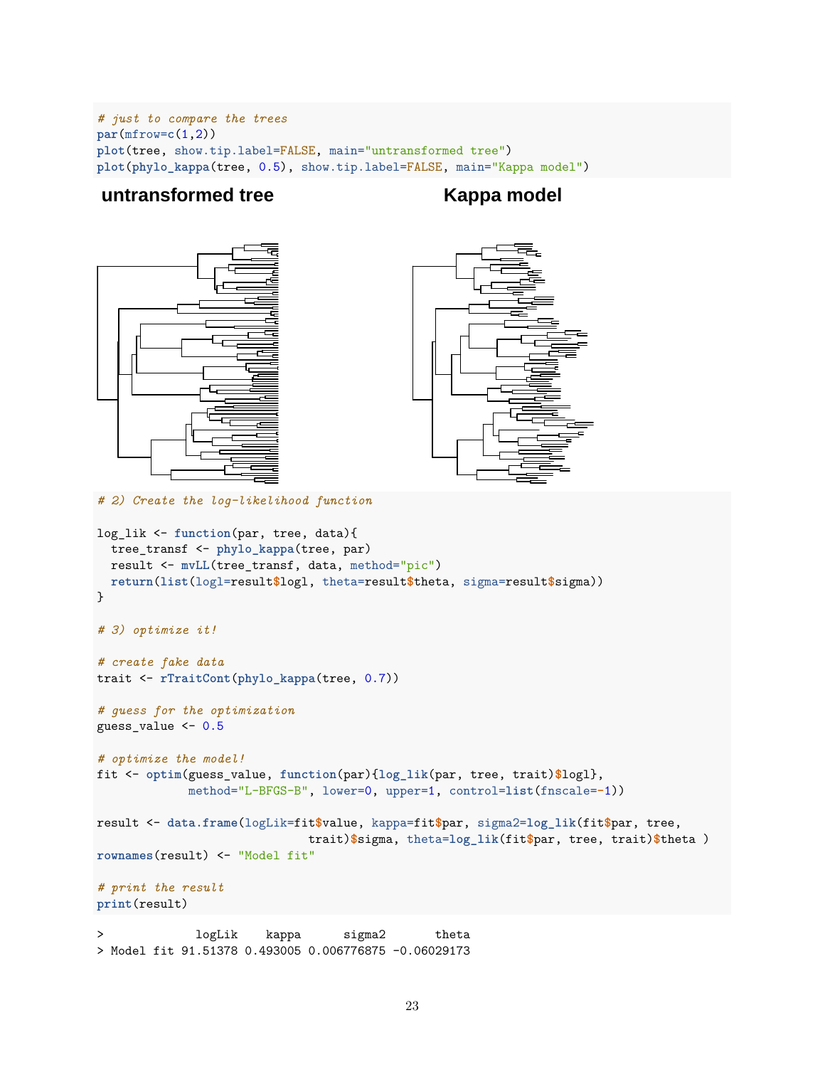```r
# just to compare the trees
par(mfrow=c(1,2))
plot(tree, show.tip.label=FALSE, main="untransformed tree")
plot(phylo_kappa(tree, 0.5), show.tip.label=FALSE, main="Kappa model")
```

untransformed tree

Kappa model

```r
# 2) Create the log-likelihood function

log_lik <- function(par, tree, data){
  tree_transf <- phylo_kappa(tree, par)
  result <- mvLL(tree_transf, data, method="pic")
  return(list(logl=result$logl, theta=result$theta, sigma=result$sigma))
}

# 3) optimize it!

# create fake data
trait <- rTraitCont(phylo_kappa(tree, 0.7))

# guess for the optimization
guess_value <- 0.5

# optimize the model!
fit <- optim(guess_value, function(par){log_lik(par, tree, trait)$logl},
             method="L-BFGS-B", lower=0, upper=1, control=list(fnscale=-1))

result <- data.frame(logLik=fit$value, kappa=fit$par, sigma2=log_lik(fit$par, tree,
                              trait)$sigma, theta=log_lik(fit$par, tree, trait)$theta )
rownames(result) <- "Model fit"

# print the result
print(result)
```

```
>              logLik    kappa      sigma2       theta
> Model fit 91.51378 0.493005 0.006776875 -0.06029173
```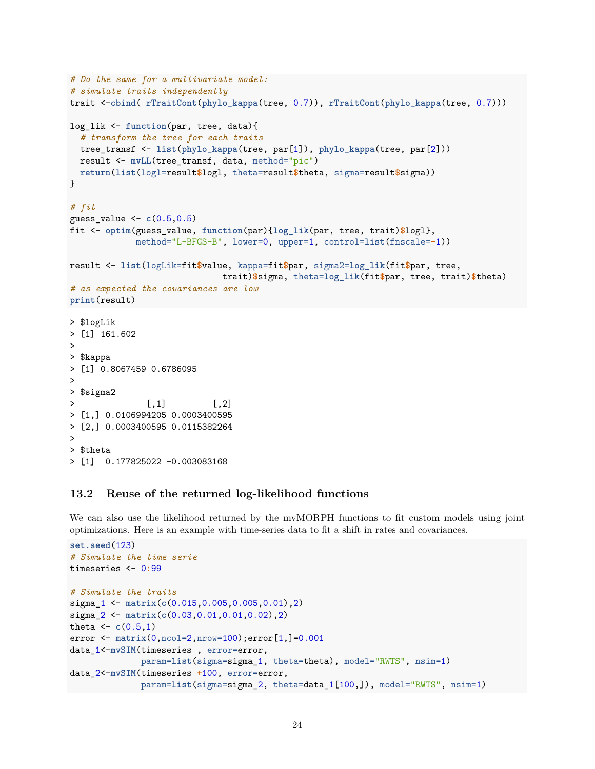```r
# Do the same for a multivariate model:
# simulate traits independently
trait <-cbind( rTraitCont(phylo_kappa(tree, 0.7)), rTraitCont(phylo_kappa(tree, 0.7)))

log_lik <- function(par, tree, data){
  # transform the tree for each traits
  tree_transf <- list(phylo_kappa(tree, par[1]), phylo_kappa(tree, par[2]))
  result <- mvLL(tree_transf, data, method="pic")
  return(list(logl=result$logl, theta=result$theta, sigma=result$sigma))
}

# fit
guess_value <- c(0.5,0.5)
fit <- optim(guess_value, function(par){log_lik(par, tree, trait)$logl},
            method="L-BFGS-B", lower=0, upper=1, control=list(fnscale=-1))

result <- list(logLik=fit$value, kappa=fit$par, sigma2=log_lik(fit$par, tree,
                              trait)$sigma, theta=log_lik(fit$par, tree, trait)$theta)
# as expected the covariances are low
print(result)
```

```
> $logLik
> [1] 161.602
>
> $kappa
> [1] 0.8067459 0.6786095
>
> $sigma2
>              [,1]         [,2]
> [1,] 0.0106994205 0.0003400595
> [2,] 0.0003400595 0.0115382264
>
> $theta
> [1]  0.177825022 -0.003083168
```

## 13.2 Reuse of the returned log-likelihood functions

We can also use the likelihood returned by the mvMORPH functions to fit custom models using joint optimizations. Here is an example with time-series data to fit a shift in rates and covariances.

```r
set.seed(123)
# Simulate the time serie
timeseries <- 0:99

# Simulate the traits
sigma_1 <- matrix(c(0.015,0.005,0.005,0.01),2)
sigma_2 <- matrix(c(0.03,0.01,0.01,0.02),2)
theta <- c(0.5,1)
error <- matrix(0,ncol=2,nrow=100);error[1,]=0.001
data_1<-mvSIM(timeseries , error=error,
             param=list(sigma=sigma_1, theta=theta), model="RWTS", nsim=1)
data_2<-mvSIM(timeseries +100, error=error,
             param=list(sigma=sigma_2, theta=data_1[100,]), model="RWTS", nsim=1)
```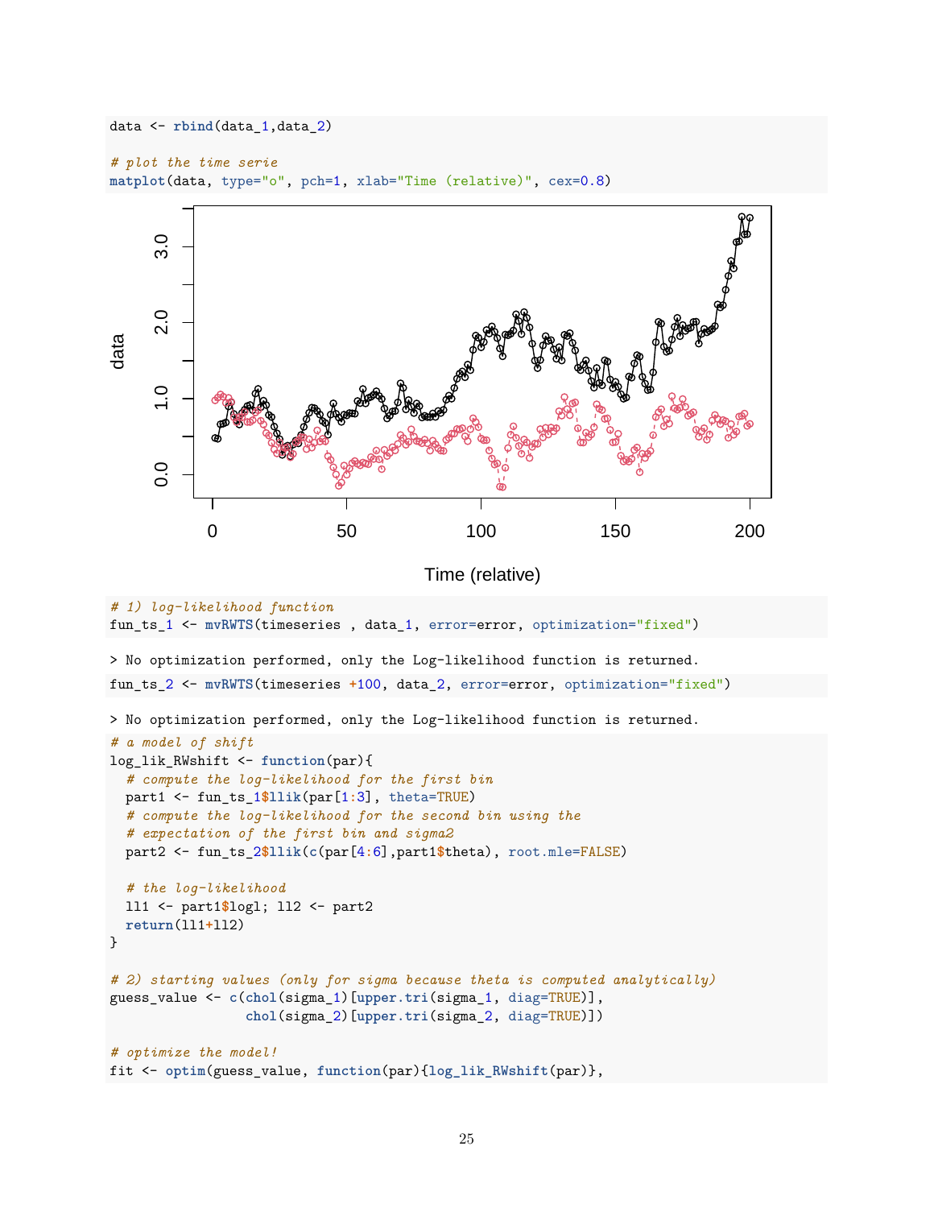```
data <- rbind(data_1,data_2)

# plot the time serie
matplot(data, type="o", pch=1, xlab="Time (relative)", cex=0.8)
```

data

3.0

2.0

1.0

0.0

0

50

100

150

200

Time (relative)

```
# 1) log-likelihood function
fun_ts_1 <- mvRWTS(timeseries , data_1, error=error, optimization="fixed")
```

```
> No optimization performed, only the Log-likelihood function is returned.
```

```
fun_ts_2 <- mvRWTS(timeseries +100, data_2, error=error, optimization="fixed")
```

```
> No optimization performed, only the Log-likelihood function is returned.
```

```
# a model of shift
log_lik_RWshift <- function(par){
  # compute the log-likelihood for the first bin
  part1 <- fun_ts_1$llik(par[1:3], theta=TRUE)
  # compute the log-likelihood for the second bin using the
  # expectation of the first bin and sigma2
  part2 <- fun_ts_2$llik(c(par[4:6],part1$theta), root.mle=FALSE)

  # the log-likelihood
  ll1 <- part1$logl; ll2 <- part2
  return(ll1+ll2)
}

# 2) starting values (only for sigma because theta is computed analytically)
guess_value <- c(chol(sigma_1)[upper.tri(sigma_1, diag=TRUE)],
                 chol(sigma_2)[upper.tri(sigma_2, diag=TRUE)])

# optimize the model!
fit <- optim(guess_value, function(par){log_lik_RWshift(par)},
```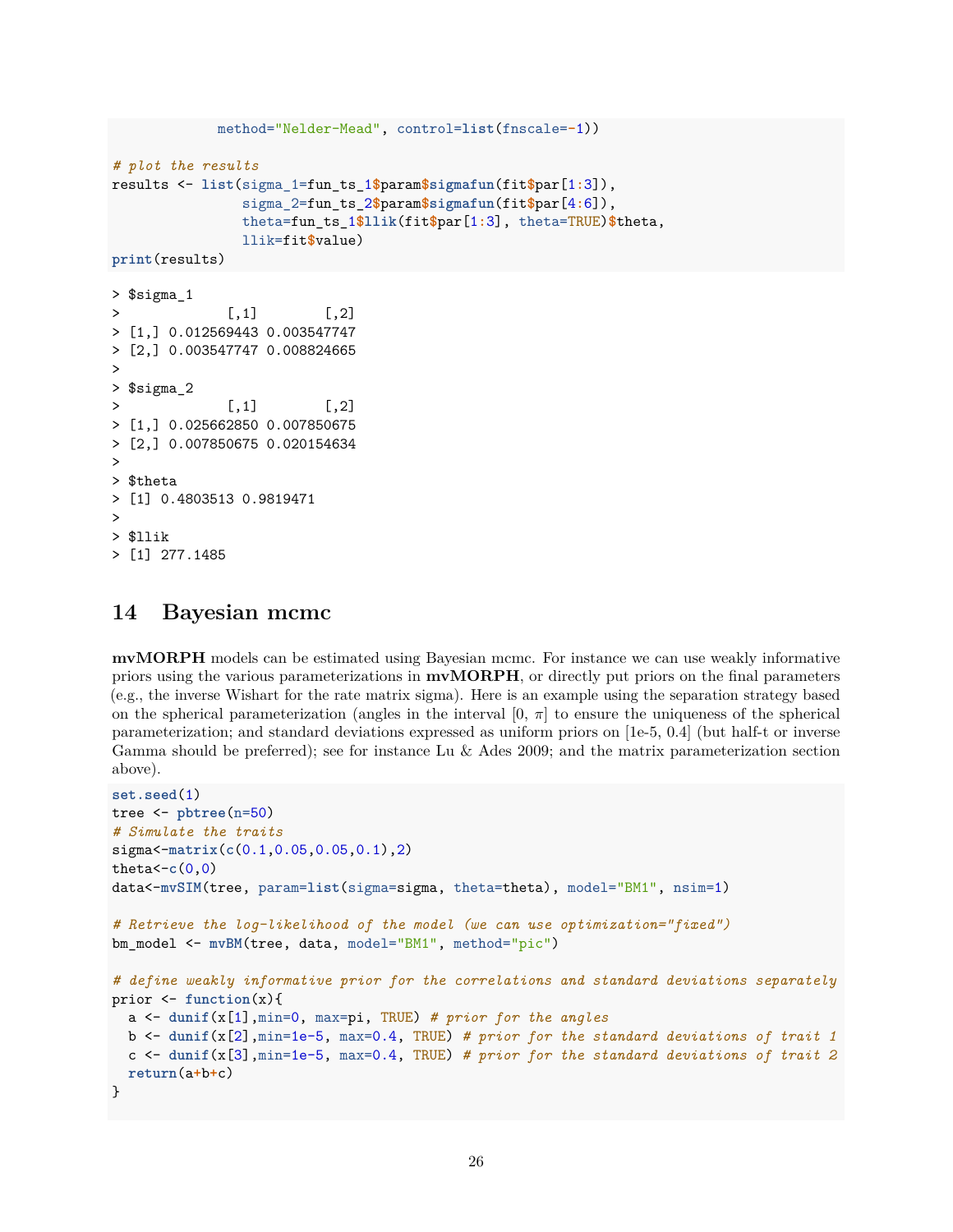```
            method="Nelder-Mead", control=list(fnscale=-1))

# plot the results
results <- list(sigma_1=fun_ts_1$param$sigmafun(fit$par[1:3]),
                sigma_2=fun_ts_2$param$sigmafun(fit$par[4:6]),
                theta=fun_ts_1$llik(fit$par[1:3], theta=TRUE)$theta,
                llik=fit$value)
print(results)
```

```
> $sigma_1
>             [,1]        [,2]
> [1,] 0.012569443 0.003547747
> [2,] 0.003547747 0.008824665
> 
> $sigma_2
>             [,1]        [,2]
> [1,] 0.025662850 0.007850675
> [2,] 0.007850675 0.020154634
> 
> $theta
> [1] 0.4803513 0.9819471
> 
> $llik
> [1] 277.1485
```

# 14 Bayesian mcmc

**mvMORPH** models can be estimated using Bayesian mcmc. For instance we can use weakly informative priors using the various parameterizations in **mvMORPH**, or directly put priors on the final parameters (e.g., the inverse Wishart for the rate matrix sigma). Here is an example using the separation strategy based on the spherical parameterization (angles in the interval $[0, \pi]$ to ensure the uniqueness of the spherical parameterization; and standard deviations expressed as uniform priors on [1e-5, 0.4] (but half-t or inverse Gamma should be preferred); see for instance Lu & Ades 2009; and the matrix parameterization section above).

```
set.seed(1)
tree <- pbtree(n=50)
# Simulate the traits
sigma<-matrix(c(0.1,0.05,0.05,0.1),2)
theta<-c(0,0)
data<-mvSIM(tree, param=list(sigma=sigma, theta=theta), model="BM1", nsim=1)

# Retrieve the log-likelihood of the model (we can use optimization="fixed")
bm_model <- mvBM(tree, data, model="BM1", method="pic")

# define weakly informative prior for the correlations and standard deviations separately
prior <- function(x){
  a <- dunif(x[1],min=0, max=pi, TRUE) # prior for the angles
  b <- dunif(x[2],min=1e-5, max=0.4, TRUE) # prior for the standard deviations of trait 1
  c <- dunif(x[3],min=1e-5, max=0.4, TRUE) # prior for the standard deviations of trait 2
  return(a+b+c)
}
```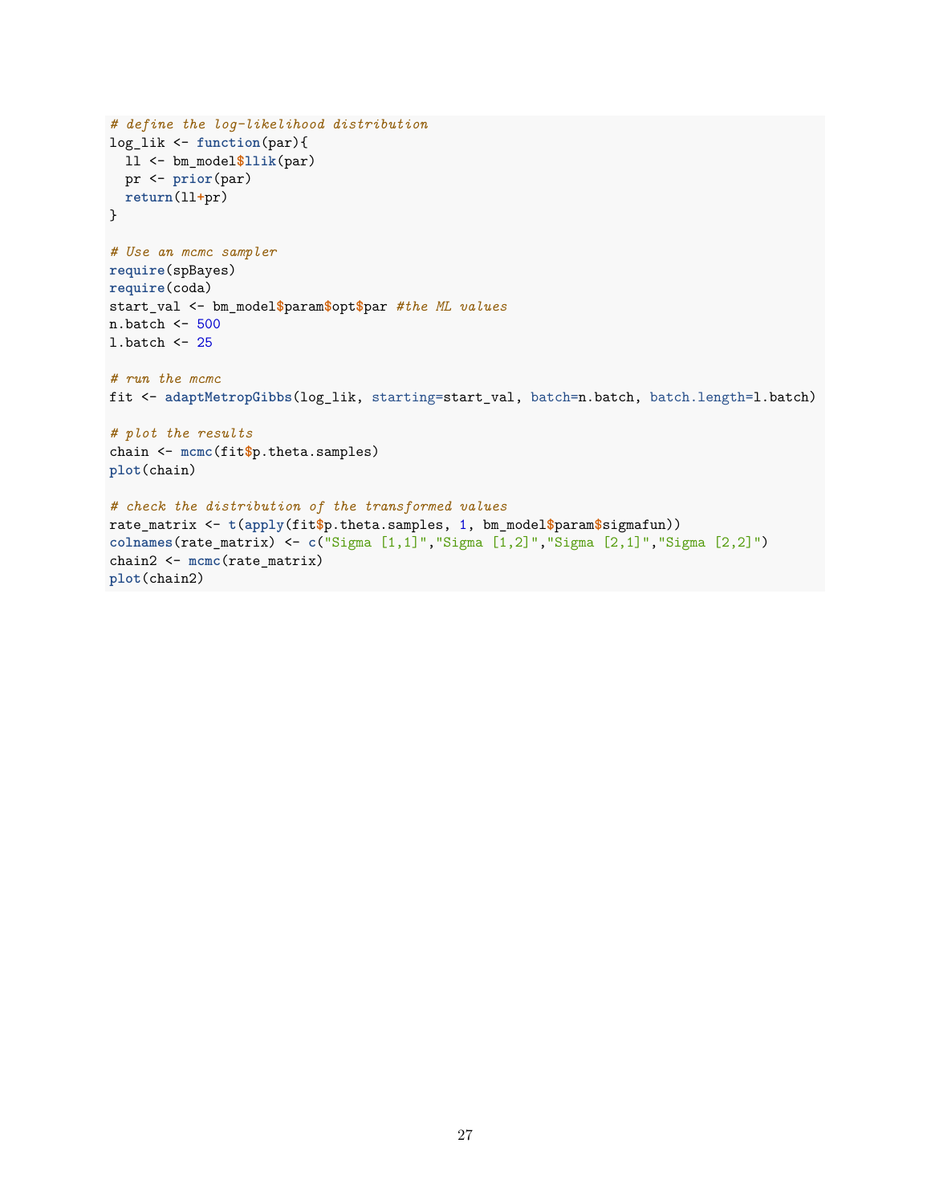```r
# define the log-likelihood distribution
log_lik <- function(par){
  ll <- bm_model$llik(par)
  pr <- prior(par)
  return(ll+pr)
}

# Use an mcmc sampler
require(spBayes)
require(coda)
start_val <- bm_model$param$opt$par #the ML values
n.batch <- 500
l.batch <- 25

# run the mcmc
fit <- adaptMetropGibbs(log_lik, starting=start_val, batch=n.batch, batch.length=l.batch)

# plot the results
chain <- mcmc(fit$p.theta.samples)
plot(chain)

# check the distribution of the transformed values
rate_matrix <- t(apply(fit$p.theta.samples, 1, bm_model$param$sigmafun))
colnames(rate_matrix) <- c("Sigma [1,1]","Sigma [1,2]","Sigma [2,1]","Sigma [2,2]")
chain2 <- mcmc(rate_matrix)
plot(chain2)
```